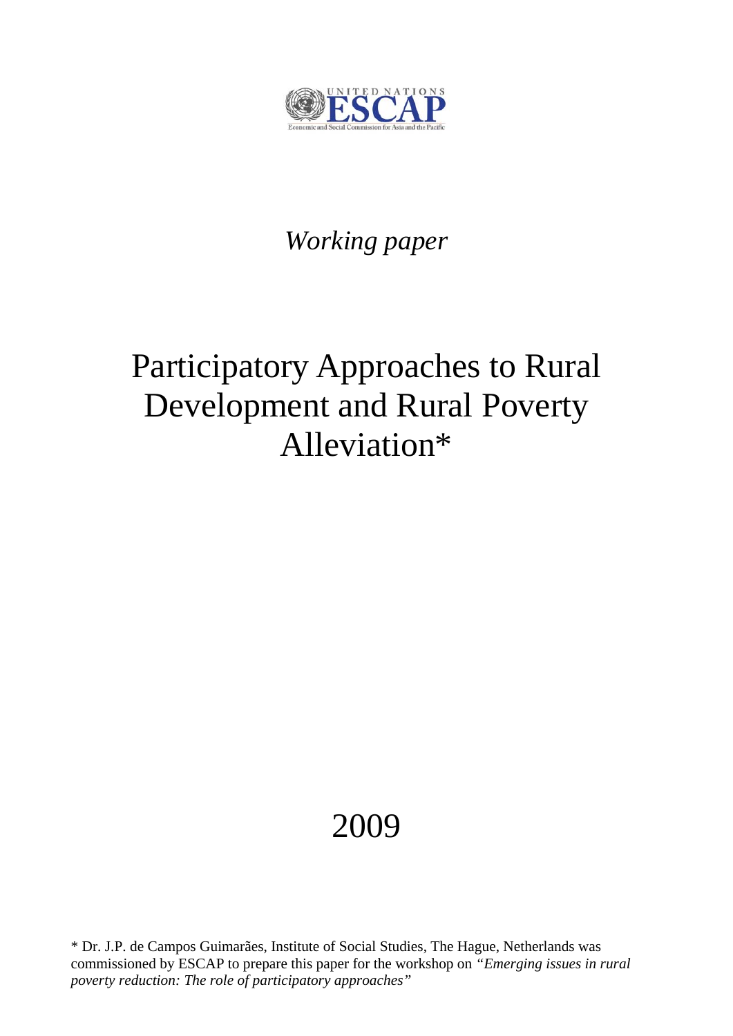UNITED NATIONS

ESCAP

Economic and Social Commission for Asia and the Pacific

*Working paper*

# Participatory Approaches to Rural Development and Rural Poverty Alleviation*

2009

* Dr. J.P. de Campos Guimarães, Institute of Social Studies, The Hague, Netherlands was commissioned by ESCAP to prepare this paper for the workshop on *"Emerging issues in rural poverty reduction: The role of participatory approaches"*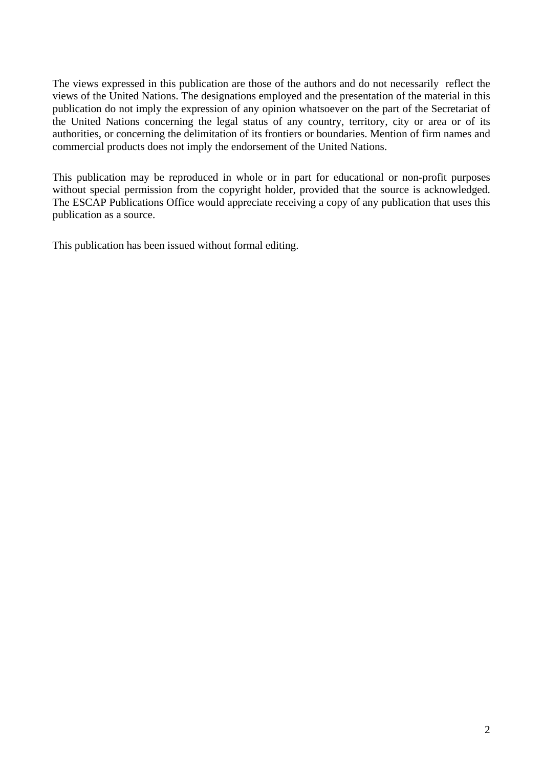The views expressed in this publication are those of the authors and do not necessarily reflect the views of the United Nations. The designations employed and the presentation of the material in this publication do not imply the expression of any opinion whatsoever on the part of the Secretariat of the United Nations concerning the legal status of any country, territory, city or area or of its authorities, or concerning the delimitation of its frontiers or boundaries. Mention of firm names and commercial products does not imply the endorsement of the United Nations.

This publication may be reproduced in whole or in part for educational or non-profit purposes without special permission from the copyright holder, provided that the source is acknowledged. The ESCAP Publications Office would appreciate receiving a copy of any publication that uses this publication as a source.

This publication has been issued without formal editing.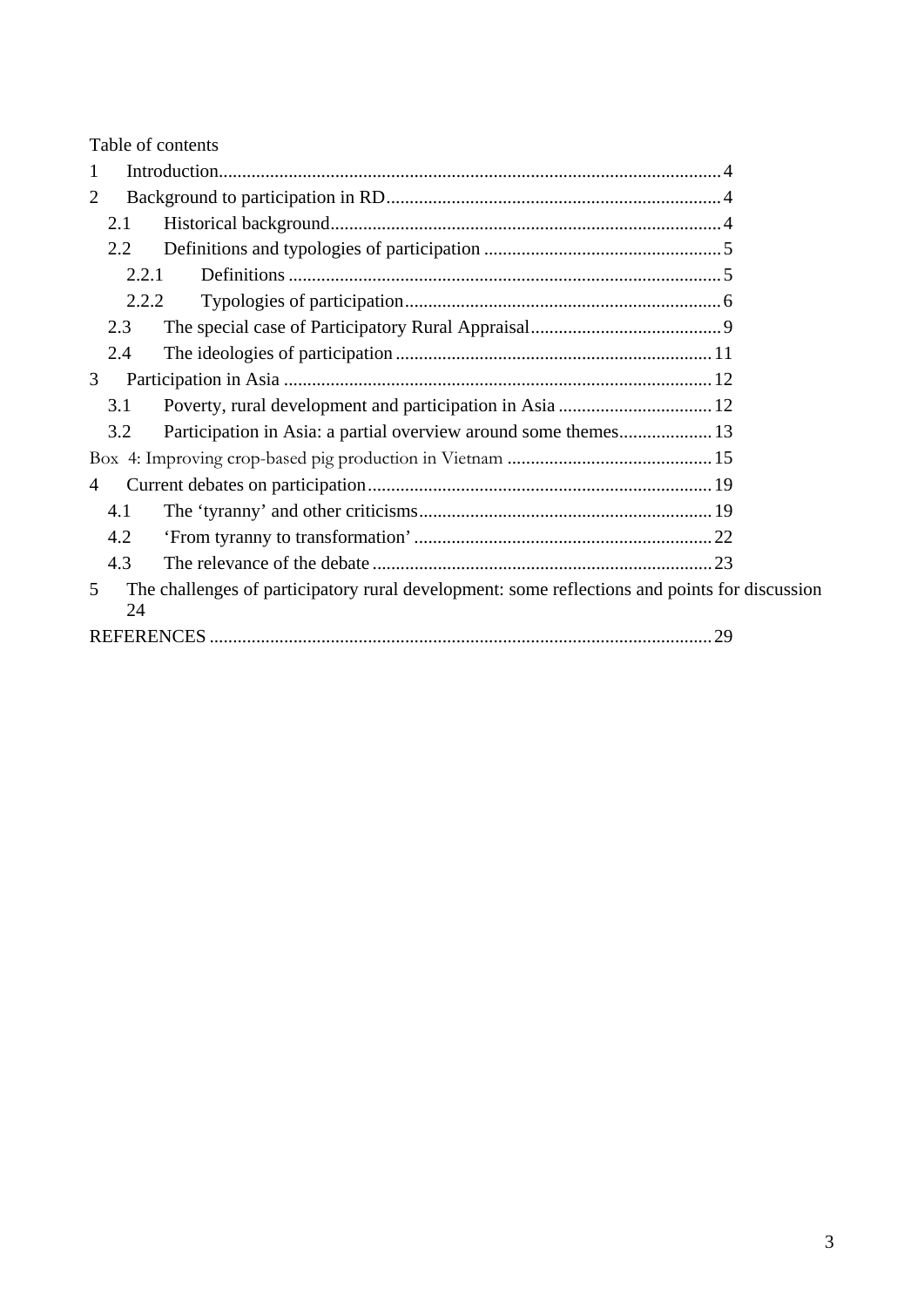Table of contents

1 Introduction ... 4
2 Background to participation in RD ... 4
  2.1 Historical background ... 4
  2.2 Definitions and typologies of participation ... 5
    2.2.1 Definitions ... 5
    2.2.2 Typologies of participation ... 6
  2.3 The special case of Participatory Rural Appraisal ... 9
  2.4 The ideologies of participation ... 11
3 Participation in Asia ... 12
  3.1 Poverty, rural development and participation in Asia ... 12
  3.2 Participation in Asia: a partial overview around some themes ... 13
Box 4: Improving crop-based pig production in Vietnam ... 15
4 Current debates on participation ... 19
  4.1 The 'tyranny' and other criticisms ... 19
  4.2 'From tyranny to transformation' ... 22
  4.3 The relevance of the debate ... 23
5 The challenges of participatory rural development: some reflections and points for discussion 24
REFERENCES ... 29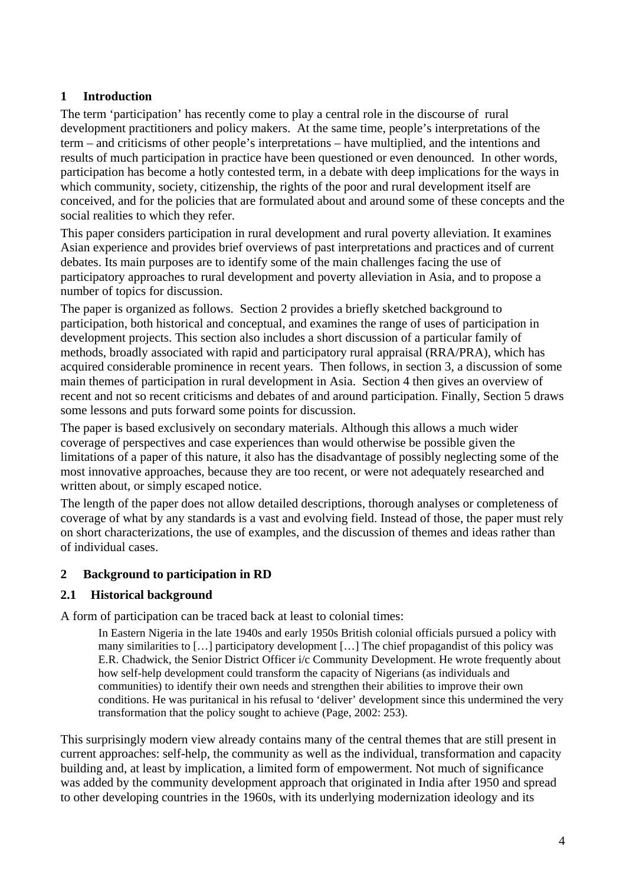## 1 Introduction

The term 'participation' has recently come to play a central role in the discourse of rural development practitioners and policy makers. At the same time, people's interpretations of the term – and criticisms of other people's interpretations – have multiplied, and the intentions and results of much participation in practice have been questioned or even denounced. In other words, participation has become a hotly contested term, in a debate with deep implications for the ways in which community, society, citizenship, the rights of the poor and rural development itself are conceived, and for the policies that are formulated about and around some of these concepts and the social realities to which they refer.

This paper considers participation in rural development and rural poverty alleviation. It examines Asian experience and provides brief overviews of past interpretations and practices and of current debates. Its main purposes are to identify some of the main challenges facing the use of participatory approaches to rural development and poverty alleviation in Asia, and to propose a number of topics for discussion.

The paper is organized as follows. Section 2 provides a briefly sketched background to participation, both historical and conceptual, and examines the range of uses of participation in development projects. This section also includes a short discussion of a particular family of methods, broadly associated with rapid and participatory rural appraisal (RRA/PRA), which has acquired considerable prominence in recent years. Then follows, in section 3, a discussion of some main themes of participation in rural development in Asia. Section 4 then gives an overview of recent and not so recent criticisms and debates of and around participation. Finally, Section 5 draws some lessons and puts forward some points for discussion.

The paper is based exclusively on secondary materials. Although this allows a much wider coverage of perspectives and case experiences than would otherwise be possible given the limitations of a paper of this nature, it also has the disadvantage of possibly neglecting some of the most innovative approaches, because they are too recent, or were not adequately researched and written about, or simply escaped notice.

The length of the paper does not allow detailed descriptions, thorough analyses or completeness of coverage of what by any standards is a vast and evolving field. Instead of those, the paper must rely on short characterizations, the use of examples, and the discussion of themes and ideas rather than of individual cases.

## 2 Background to participation in RD

### 2.1 Historical background

A form of participation can be traced back at least to colonial times:

> In Eastern Nigeria in the late 1940s and early 1950s British colonial officials pursued a policy with many similarities to […] participatory development […] The chief propagandist of this policy was E.R. Chadwick, the Senior District Officer i/c Community Development. He wrote frequently about how self-help development could transform the capacity of Nigerians (as individuals and communities) to identify their own needs and strengthen their abilities to improve their own conditions. He was puritanical in his refusal to 'deliver' development since this undermined the very transformation that the policy sought to achieve (Page, 2002: 253).

This surprisingly modern view already contains many of the central themes that are still present in current approaches: self-help, the community as well as the individual, transformation and capacity building and, at least by implication, a limited form of empowerment. Not much of significance was added by the community development approach that originated in India after 1950 and spread to other developing countries in the 1960s, with its underlying modernization ideology and its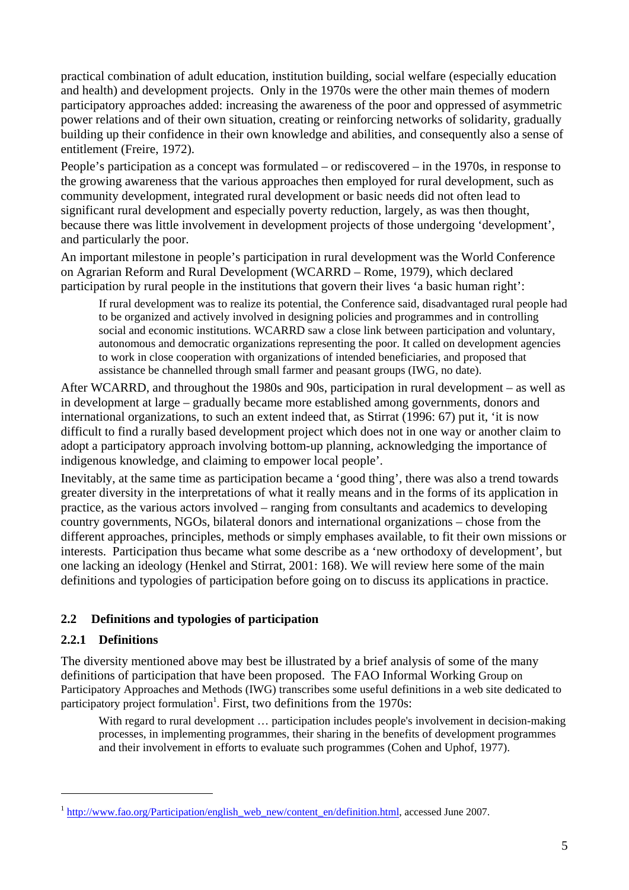practical combination of adult education, institution building, social welfare (especially education and health) and development projects. Only in the 1970s were the other main themes of modern participatory approaches added: increasing the awareness of the poor and oppressed of asymmetric power relations and of their own situation, creating or reinforcing networks of solidarity, gradually building up their confidence in their own knowledge and abilities, and consequently also a sense of entitlement (Freire, 1972).

People's participation as a concept was formulated – or rediscovered – in the 1970s, in response to the growing awareness that the various approaches then employed for rural development, such as community development, integrated rural development or basic needs did not often lead to significant rural development and especially poverty reduction, largely, as was then thought, because there was little involvement in development projects of those undergoing 'development', and particularly the poor.

An important milestone in people's participation in rural development was the World Conference on Agrarian Reform and Rural Development (WCARRD – Rome, 1979), which declared participation by rural people in the institutions that govern their lives 'a basic human right':

> If rural development was to realize its potential, the Conference said, disadvantaged rural people had to be organized and actively involved in designing policies and programmes and in controlling social and economic institutions. WCARRD saw a close link between participation and voluntary, autonomous and democratic organizations representing the poor. It called on development agencies to work in close cooperation with organizations of intended beneficiaries, and proposed that assistance be channelled through small farmer and peasant groups (IWG, no date).

After WCARRD, and throughout the 1980s and 90s, participation in rural development – as well as in development at large – gradually became more established among governments, donors and international organizations, to such an extent indeed that, as Stirrat (1996: 67) put it, 'it is now difficult to find a rurally based development project which does not in one way or another claim to adopt a participatory approach involving bottom-up planning, acknowledging the importance of indigenous knowledge, and claiming to empower local people'.

Inevitably, at the same time as participation became a 'good thing', there was also a trend towards greater diversity in the interpretations of what it really means and in the forms of its application in practice, as the various actors involved – ranging from consultants and academics to developing country governments, NGOs, bilateral donors and international organizations – chose from the different approaches, principles, methods or simply emphases available, to fit their own missions or interests. Participation thus became what some describe as a 'new orthodoxy of development', but one lacking an ideology (Henkel and Stirrat, 2001: 168). We will review here some of the main definitions and typologies of participation before going on to discuss its applications in practice.

## 2.2 Definitions and typologies of participation

### 2.2.1 Definitions

The diversity mentioned above may best be illustrated by a brief analysis of some of the many definitions of participation that have been proposed. The FAO Informal Working Group on Participatory Approaches and Methods (IWG) transcribes some useful definitions in a web site dedicated to participatory project formulation[1]. First, two definitions from the 1970s:

> With regard to rural development … participation includes people's involvement in decision-making processes, in implementing programmes, their sharing in the benefits of development programmes and their involvement in efforts to evaluate such programmes (Cohen and Uphof, 1977).

---

[1] http://www.fao.org/Participation/english_web_new/content_en/definition.html, accessed June 2007.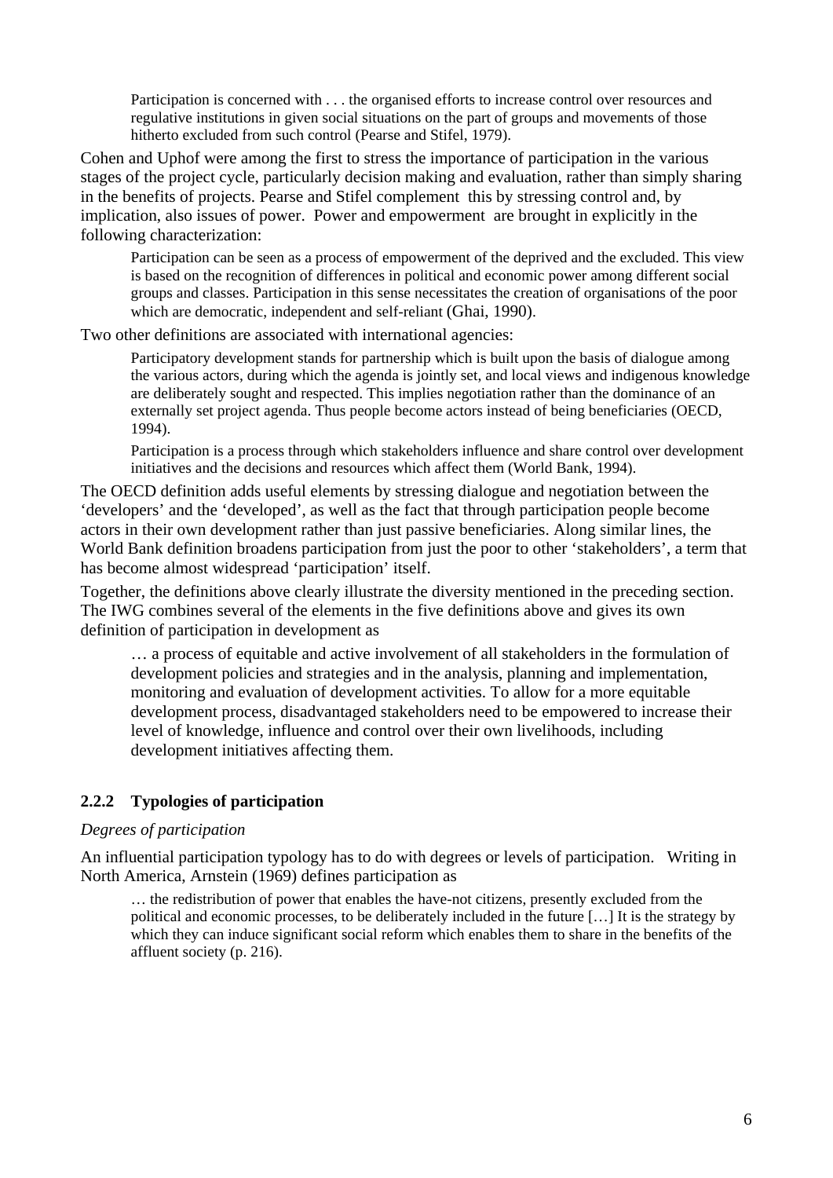> Participation is concerned with . . . the organised efforts to increase control over resources and regulative institutions in given social situations on the part of groups and movements of those hitherto excluded from such control (Pearse and Stifel, 1979).

Cohen and Uphof were among the first to stress the importance of participation in the various stages of the project cycle, particularly decision making and evaluation, rather than simply sharing in the benefits of projects. Pearse and Stifel complement this by stressing control and, by implication, also issues of power. Power and empowerment are brought in explicitly in the following characterization:

> Participation can be seen as a process of empowerment of the deprived and the excluded. This view is based on the recognition of differences in political and economic power among different social groups and classes. Participation in this sense necessitates the creation of organisations of the poor which are democratic, independent and self-reliant (Ghai, 1990).

Two other definitions are associated with international agencies:

> Participatory development stands for partnership which is built upon the basis of dialogue among the various actors, during which the agenda is jointly set, and local views and indigenous knowledge are deliberately sought and respected. This implies negotiation rather than the dominance of an externally set project agenda. Thus people become actors instead of being beneficiaries (OECD, 1994).
>
> Participation is a process through which stakeholders influence and share control over development initiatives and the decisions and resources which affect them (World Bank, 1994).

The OECD definition adds useful elements by stressing dialogue and negotiation between the 'developers' and the 'developed', as well as the fact that through participation people become actors in their own development rather than just passive beneficiaries. Along similar lines, the World Bank definition broadens participation from just the poor to other 'stakeholders', a term that has become almost widespread 'participation' itself.

Together, the definitions above clearly illustrate the diversity mentioned in the preceding section. The IWG combines several of the elements in the five definitions above and gives its own definition of participation in development as

> … a process of equitable and active involvement of all stakeholders in the formulation of development policies and strategies and in the analysis, planning and implementation, monitoring and evaluation of development activities. To allow for a more equitable development process, disadvantaged stakeholders need to be empowered to increase their level of knowledge, influence and control over their own livelihoods, including development initiatives affecting them.

### 2.2.2 Typologies of participation

*Degrees of participation*

An influential participation typology has to do with degrees or levels of participation. Writing in North America, Arnstein (1969) defines participation as

> … the redistribution of power that enables the have-not citizens, presently excluded from the political and economic processes, to be deliberately included in the future […] It is the strategy by which they can induce significant social reform which enables them to share in the benefits of the affluent society (p. 216).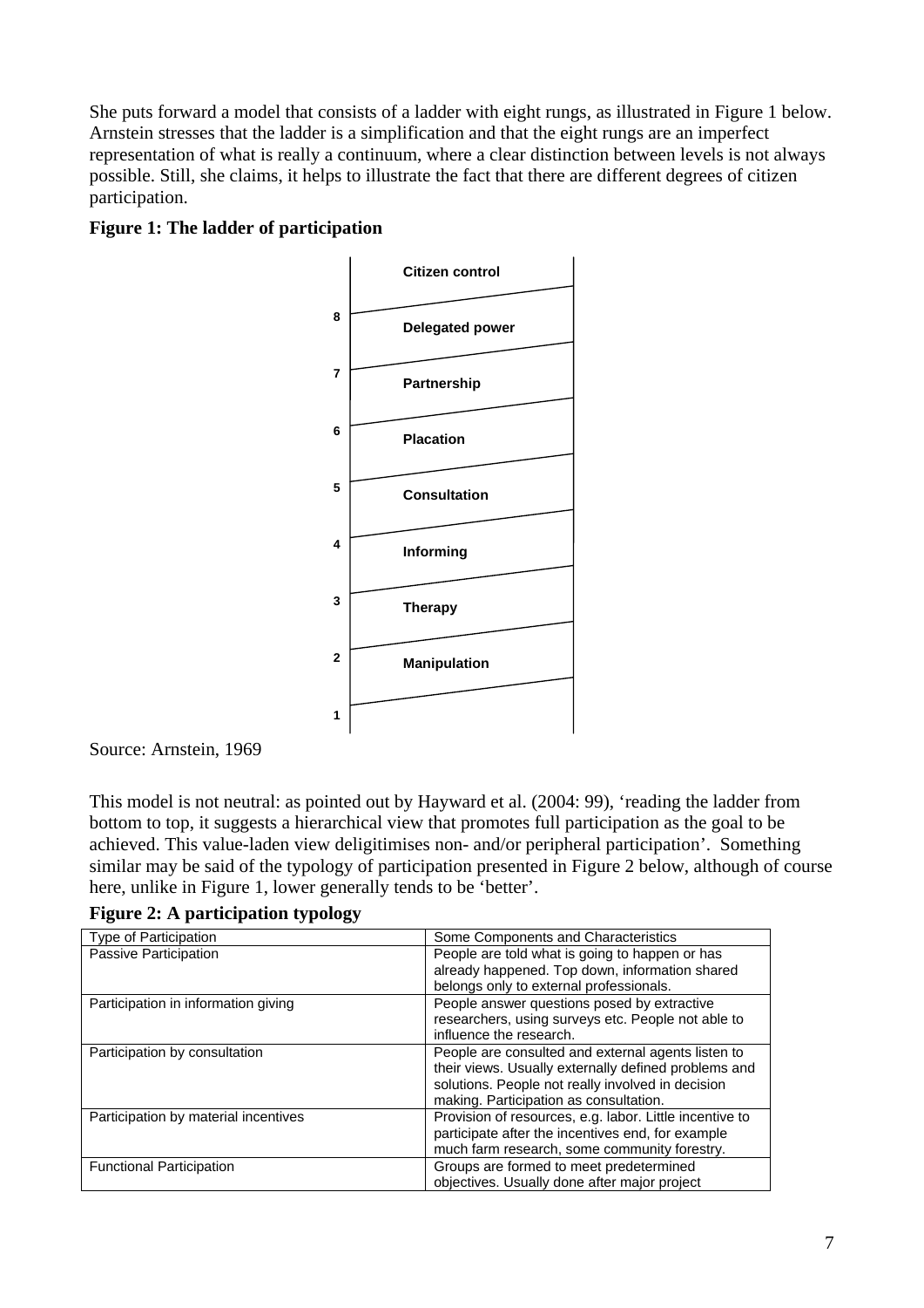She puts forward a model that consists of a ladder with eight rungs, as illustrated in Figure 1 below. Arnstein stresses that the ladder is a simplification and that the eight rungs are an imperfect representation of what is really a continuum, where a clear distinction between levels is not always possible. Still, she claims, it helps to illustrate the fact that there are different degrees of citizen participation.

**Figure 1: The ladder of participation**

| Rung | Level |
|---|---|
| 8 | Citizen control |
| 7 | Delegated power |
| 6 | Partnership |
| 5 | Placation |
| 4 | Consultation |
| 3 | Informing |
| 2 | Therapy |
| 1 | Manipulation |

Source: Arnstein, 1969

This model is not neutral: as pointed out by Hayward et al. (2004: 99), 'reading the ladder from bottom to top, it suggests a hierarchical view that promotes full participation as the goal to be achieved. This value-laden view deligitimises non- and/or peripheral participation'. Something similar may be said of the typology of participation presented in Figure 2 below, although of course here, unlike in Figure 1, lower generally tends to be 'better'.

**Figure 2: A participation typology**

| Type of Participation | Some Components and Characteristics |
|---|---|
| Passive Participation | People are told what is going to happen or has already happened. Top down, information shared belongs only to external professionals. |
| Participation in information giving | People answer questions posed by extractive researchers, using surveys etc. People not able to influence the research. |
| Participation by consultation | People are consulted and external agents listen to their views. Usually externally defined problems and solutions. People not really involved in decision making. Participation as consultation. |
| Participation by material incentives | Provision of resources, e.g. labor. Little incentive to participate after the incentives end, for example much farm research, some community forestry. |
| Functional Participation | Groups are formed to meet predetermined objectives. Usually done after major project |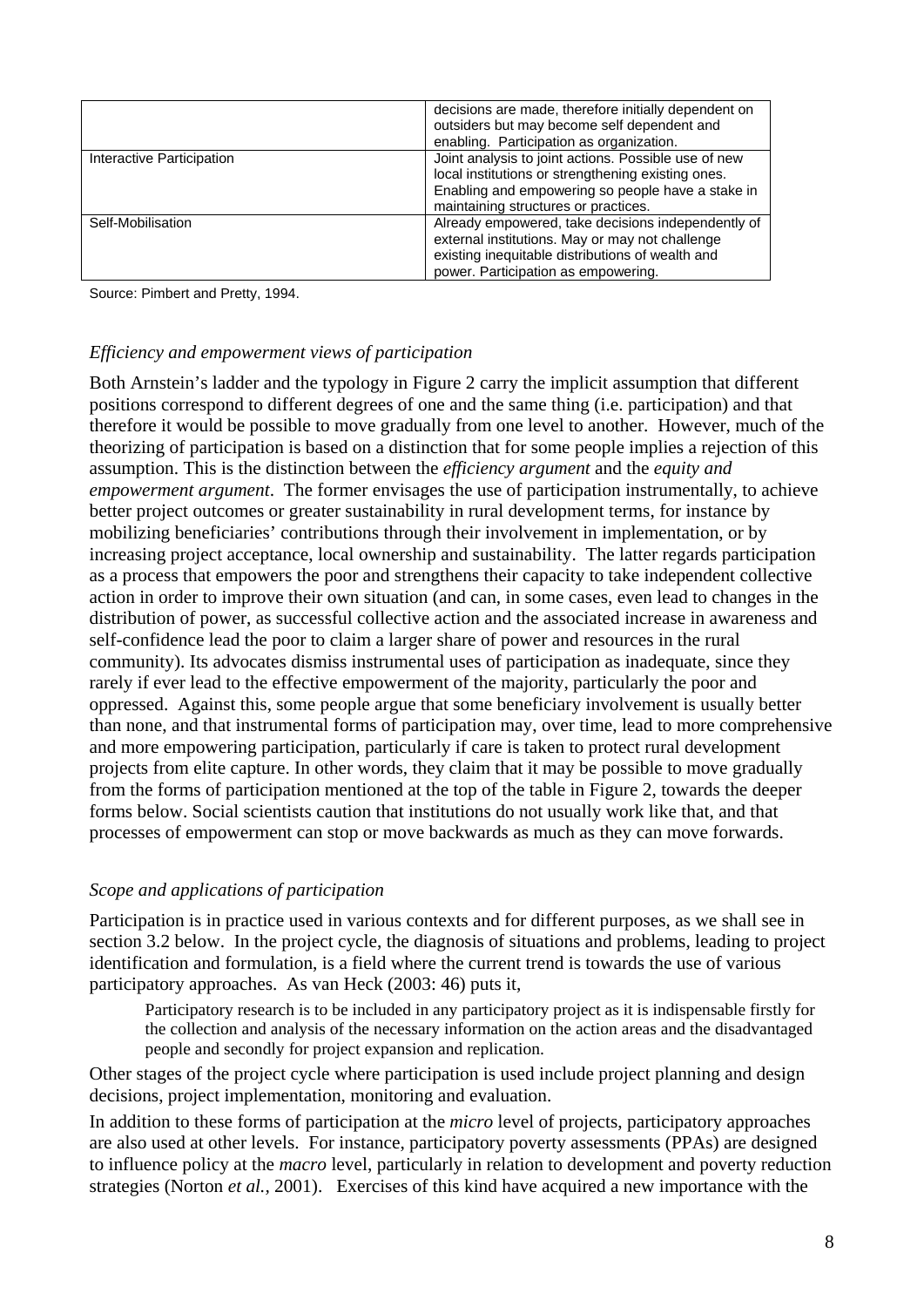| | |
|---|---|
| | decisions are made, therefore initially dependent on outsiders but may become self dependent and enabling. Participation as organization. |
| Interactive Participation | Joint analysis to joint actions. Possible use of new local institutions or strengthening existing ones. Enabling and empowering so people have a stake in maintaining structures or practices. |
| Self-Mobilisation | Already empowered, take decisions independently of external institutions. May or may not challenge existing inequitable distributions of wealth and power. Participation as empowering. |

Source: Pimbert and Pretty, 1994.

*Efficiency and empowerment views of participation*

Both Arnstein's ladder and the typology in Figure 2 carry the implicit assumption that different positions correspond to different degrees of one and the same thing (i.e. participation) and that therefore it would be possible to move gradually from one level to another. However, much of the theorizing of participation is based on a distinction that for some people implies a rejection of this assumption. This is the distinction between the *efficiency argument* and the *equity and empowerment argument*. The former envisages the use of participation instrumentally, to achieve better project outcomes or greater sustainability in rural development terms, for instance by mobilizing beneficiaries' contributions through their involvement in implementation, or by increasing project acceptance, local ownership and sustainability. The latter regards participation as a process that empowers the poor and strengthens their capacity to take independent collective action in order to improve their own situation (and can, in some cases, even lead to changes in the distribution of power, as successful collective action and the associated increase in awareness and self-confidence lead the poor to claim a larger share of power and resources in the rural community). Its advocates dismiss instrumental uses of participation as inadequate, since they rarely if ever lead to the effective empowerment of the majority, particularly the poor and oppressed. Against this, some people argue that some beneficiary involvement is usually better than none, and that instrumental forms of participation may, over time, lead to more comprehensive and more empowering participation, particularly if care is taken to protect rural development projects from elite capture. In other words, they claim that it may be possible to move gradually from the forms of participation mentioned at the top of the table in Figure 2, towards the deeper forms below. Social scientists caution that institutions do not usually work like that, and that processes of empowerment can stop or move backwards as much as they can move forwards.

*Scope and applications of participation*

Participation is in practice used in various contexts and for different purposes, as we shall see in section 3.2 below. In the project cycle, the diagnosis of situations and problems, leading to project identification and formulation, is a field where the current trend is towards the use of various participatory approaches. As van Heck (2003: 46) puts it,

> Participatory research is to be included in any participatory project as it is indispensable firstly for the collection and analysis of the necessary information on the action areas and the disadvantaged people and secondly for project expansion and replication.

Other stages of the project cycle where participation is used include project planning and design decisions, project implementation, monitoring and evaluation.

In addition to these forms of participation at the *micro* level of projects, participatory approaches are also used at other levels. For instance, participatory poverty assessments (PPAs) are designed to influence policy at the *macro* level, particularly in relation to development and poverty reduction strategies (Norton *et al.*, 2001). Exercises of this kind have acquired a new importance with the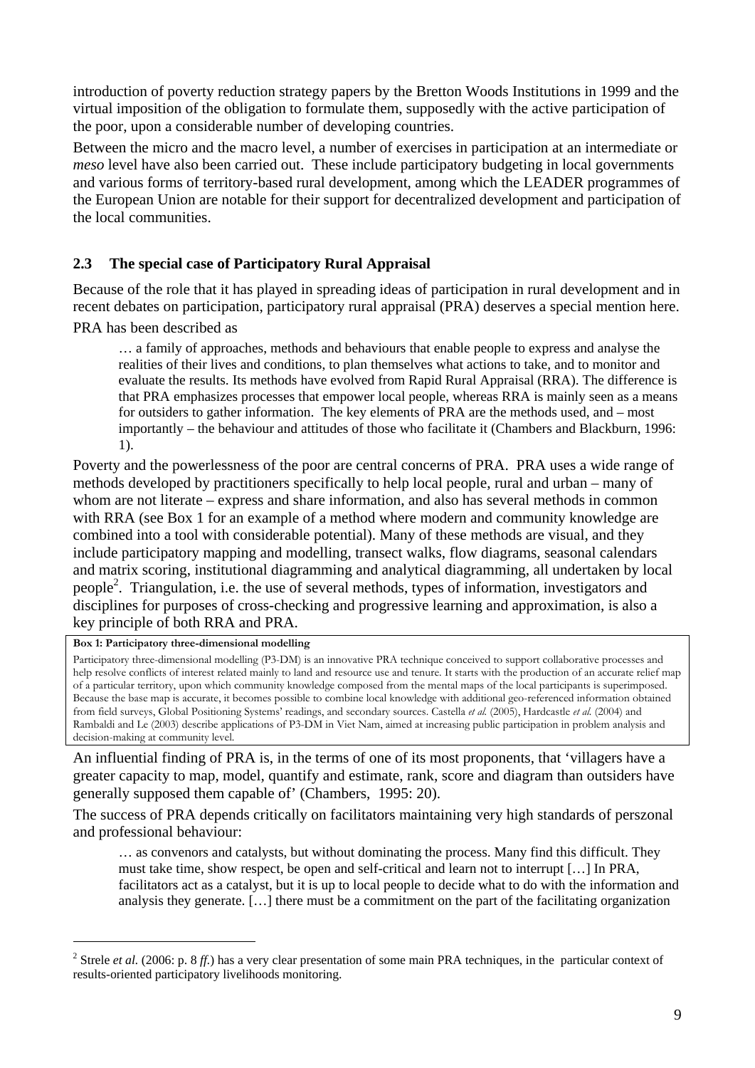introduction of poverty reduction strategy papers by the Bretton Woods Institutions in 1999 and the virtual imposition of the obligation to formulate them, supposedly with the active participation of the poor, upon a considerable number of developing countries.

Between the micro and the macro level, a number of exercises in participation at an intermediate or *meso* level have also been carried out. These include participatory budgeting in local governments and various forms of territory-based rural development, among which the LEADER programmes of the European Union are notable for their support for decentralized development and participation of the local communities.

## 2.3 The special case of Participatory Rural Appraisal

Because of the role that it has played in spreading ideas of participation in rural development and in recent debates on participation, participatory rural appraisal (PRA) deserves a special mention here.

PRA has been described as

> … a family of approaches, methods and behaviours that enable people to express and analyse the realities of their lives and conditions, to plan themselves what actions to take, and to monitor and evaluate the results. Its methods have evolved from Rapid Rural Appraisal (RRA). The difference is that PRA emphasizes processes that empower local people, whereas RRA is mainly seen as a means for outsiders to gather information. The key elements of PRA are the methods used, and – most importantly – the behaviour and attitudes of those who facilitate it (Chambers and Blackburn, 1996: 1).

Poverty and the powerlessness of the poor are central concerns of PRA. PRA uses a wide range of methods developed by practitioners specifically to help local people, rural and urban – many of whom are not literate – express and share information, and also has several methods in common with RRA (see Box 1 for an example of a method where modern and community knowledge are combined into a tool with considerable potential). Many of these methods are visual, and they include participatory mapping and modelling, transect walks, flow diagrams, seasonal calendars and matrix scoring, institutional diagramming and analytical diagramming, all undertaken by local people[2]. Triangulation, i.e. the use of several methods, types of information, investigators and disciplines for purposes of cross-checking and progressive learning and approximation, is also a key principle of both RRA and PRA.

> **Box 1: Participatory three-dimensional modelling**
>
> Participatory three-dimensional modelling (P3-DM) is an innovative PRA technique conceived to support collaborative processes and help resolve conflicts of interest related mainly to land and resource use and tenure. It starts with the production of an accurate relief map of a particular territory, upon which community knowledge composed from the mental maps of the local participants is superimposed. Because the base map is accurate, it becomes possible to combine local knowledge with additional geo-referenced information obtained from field surveys, Global Positioning Systems' readings, and secondary sources. Castella *et al.* (2005), Hardcastle *et al.* (2004) and Rambaldi and Le (2003) describe applications of P3-DM in Viet Nam, aimed at increasing public participation in problem analysis and decision-making at community level.

An influential finding of PRA is, in the terms of one of its most proponents, that 'villagers have a greater capacity to map, model, quantify and estimate, rank, score and diagram than outsiders have generally supposed them capable of' (Chambers, 1995: 20).

The success of PRA depends critically on facilitators maintaining very high standards of perszonal and professional behaviour:

> … as convenors and catalysts, but without dominating the process. Many find this difficult. They must take time, show respect, be open and self-critical and learn not to interrupt […] In PRA, facilitators act as a catalyst, but it is up to local people to decide what to do with the information and analysis they generate. […] there must be a commitment on the part of the facilitating organization

---

[2] Strele *et al.* (2006: p. 8 *ff.*) has a very clear presentation of some main PRA techniques, in the particular context of results-oriented participatory livelihoods monitoring.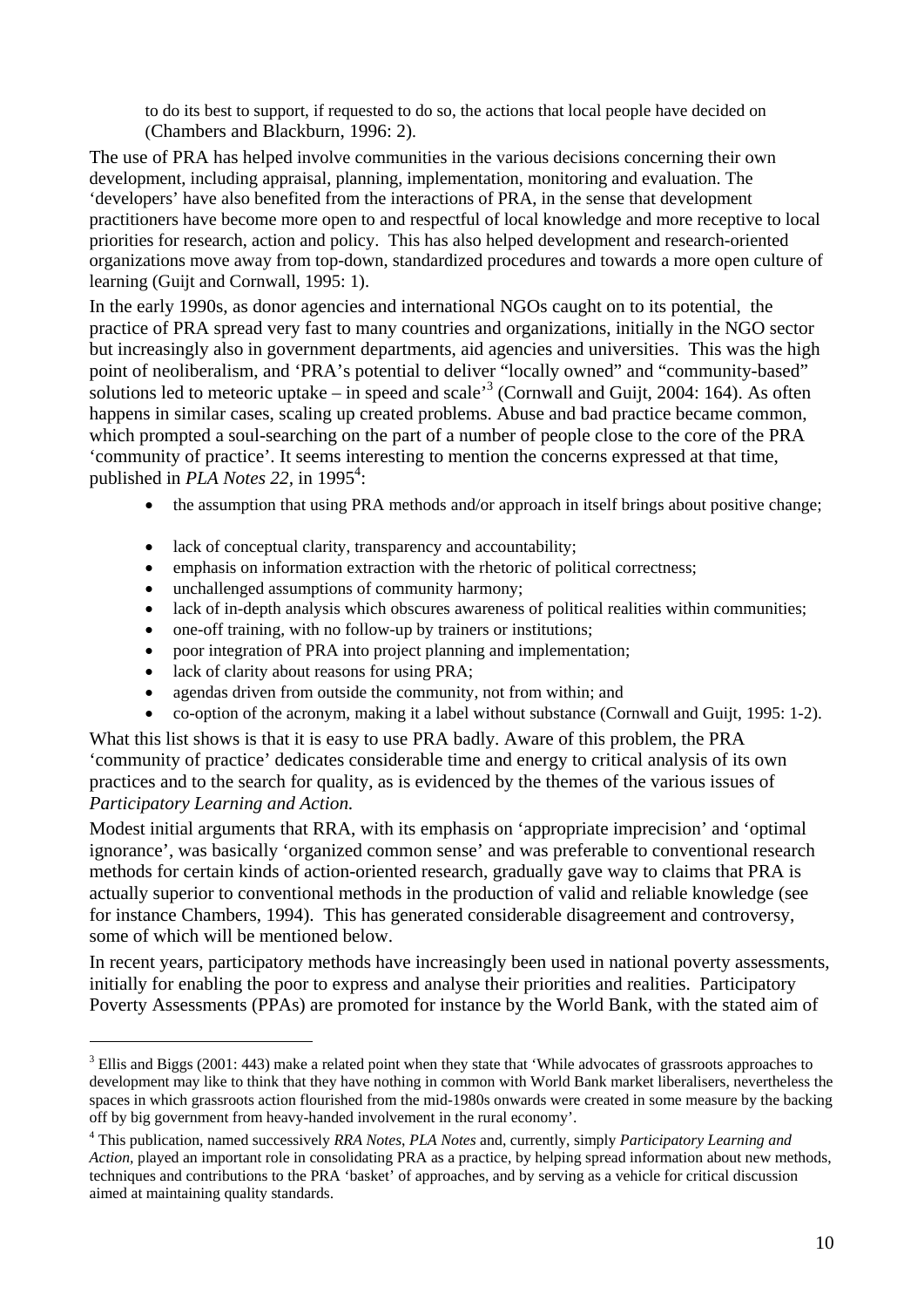to do its best to support, if requested to do so, the actions that local people have decided on (Chambers and Blackburn, 1996: 2).

The use of PRA has helped involve communities in the various decisions concerning their own development, including appraisal, planning, implementation, monitoring and evaluation. The 'developers' have also benefited from the interactions of PRA, in the sense that development practitioners have become more open to and respectful of local knowledge and more receptive to local priorities for research, action and policy. This has also helped development and research-oriented organizations move away from top-down, standardized procedures and towards a more open culture of learning (Guijt and Cornwall, 1995: 1).

In the early 1990s, as donor agencies and international NGOs caught on to its potential, the practice of PRA spread very fast to many countries and organizations, initially in the NGO sector but increasingly also in government departments, aid agencies and universities. This was the high point of neoliberalism, and 'PRA's potential to deliver "locally owned" and "community-based" solutions led to meteoric uptake – in speed and scale'[3] (Cornwall and Guijt, 2004: 164). As often happens in similar cases, scaling up created problems. Abuse and bad practice became common, which prompted a soul-searching on the part of a number of people close to the core of the PRA 'community of practice'. It seems interesting to mention the concerns expressed at that time, published in *PLA Notes 22*, in 1995[4]:

- the assumption that using PRA methods and/or approach in itself brings about positive change;
- lack of conceptual clarity, transparency and accountability;
- emphasis on information extraction with the rhetoric of political correctness;
- unchallenged assumptions of community harmony;
- lack of in-depth analysis which obscures awareness of political realities within communities;
- one-off training, with no follow-up by trainers or institutions;
- poor integration of PRA into project planning and implementation;
- lack of clarity about reasons for using PRA;
- agendas driven from outside the community, not from within; and
- co-option of the acronym, making it a label without substance (Cornwall and Guijt, 1995: 1-2).

What this list shows is that it is easy to use PRA badly. Aware of this problem, the PRA 'community of practice' dedicates considerable time and energy to critical analysis of its own practices and to the search for quality, as is evidenced by the themes of the various issues of *Participatory Learning and Action.*

Modest initial arguments that RRA, with its emphasis on 'appropriate imprecision' and 'optimal ignorance', was basically 'organized common sense' and was preferable to conventional research methods for certain kinds of action-oriented research, gradually gave way to claims that PRA is actually superior to conventional methods in the production of valid and reliable knowledge (see for instance Chambers, 1994). This has generated considerable disagreement and controversy, some of which will be mentioned below.

In recent years, participatory methods have increasingly been used in national poverty assessments, initially for enabling the poor to express and analyse their priorities and realities. Participatory Poverty Assessments (PPAs) are promoted for instance by the World Bank, with the stated aim of

---

[3] Ellis and Biggs (2001: 443) make a related point when they state that 'While advocates of grassroots approaches to development may like to think that they have nothing in common with World Bank market liberalisers, nevertheless the spaces in which grassroots action flourished from the mid-1980s onwards were created in some measure by the backing off by big government from heavy-handed involvement in the rural economy'.

[4] This publication, named successively *RRA Notes*, *PLA Notes* and, currently, simply *Participatory Learning and Action,* played an important role in consolidating PRA as a practice, by helping spread information about new methods, techniques and contributions to the PRA 'basket' of approaches, and by serving as a vehicle for critical discussion aimed at maintaining quality standards.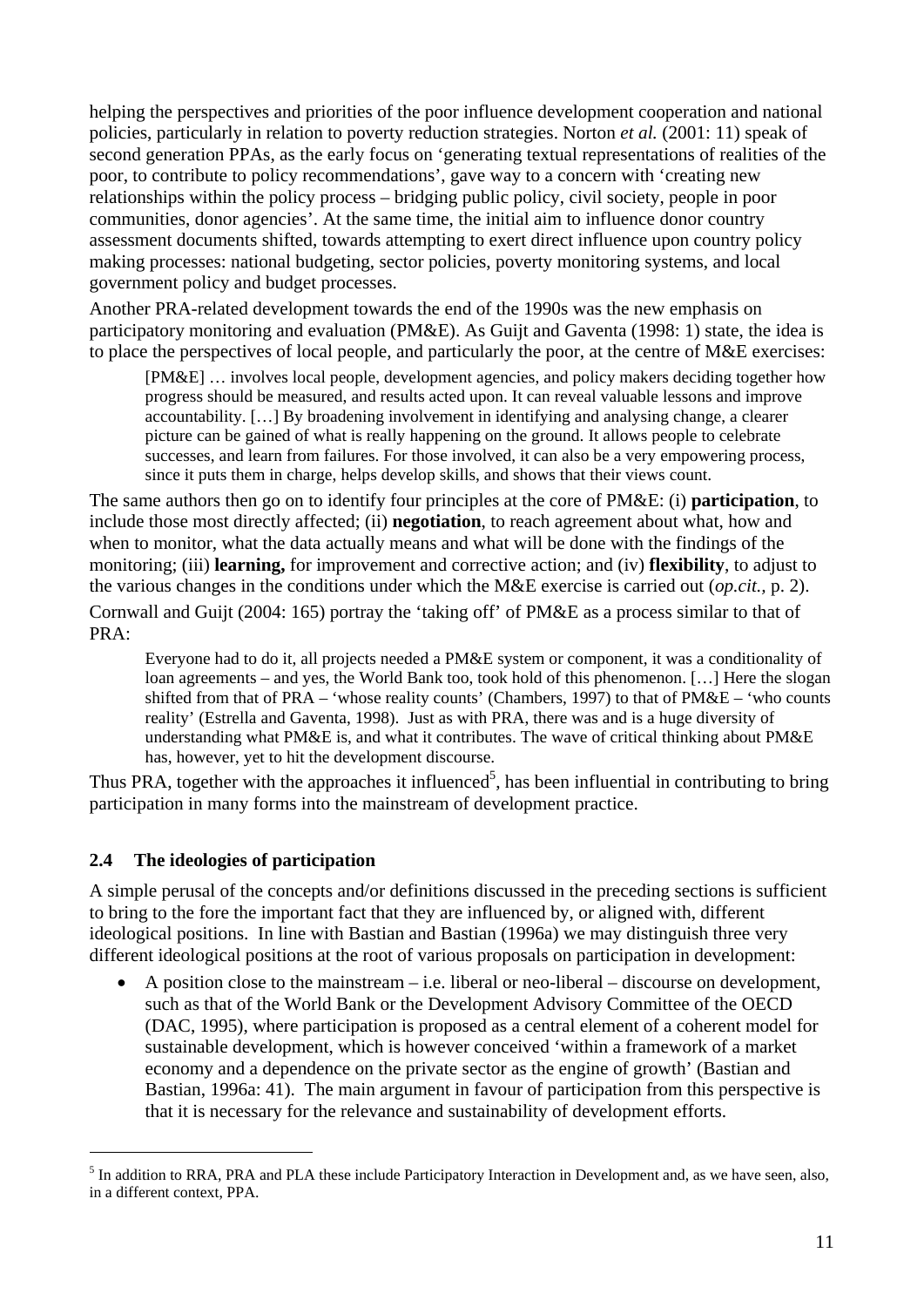helping the perspectives and priorities of the poor influence development cooperation and national policies, particularly in relation to poverty reduction strategies. Norton *et al.* (2001: 11) speak of second generation PPAs, as the early focus on 'generating textual representations of realities of the poor, to contribute to policy recommendations', gave way to a concern with 'creating new relationships within the policy process – bridging public policy, civil society, people in poor communities, donor agencies'. At the same time, the initial aim to influence donor country assessment documents shifted, towards attempting to exert direct influence upon country policy making processes: national budgeting, sector policies, poverty monitoring systems, and local government policy and budget processes.

Another PRA-related development towards the end of the 1990s was the new emphasis on participatory monitoring and evaluation (PM&E). As Guijt and Gaventa (1998: 1) state, the idea is to place the perspectives of local people, and particularly the poor, at the centre of M&E exercises:

> [PM&E] … involves local people, development agencies, and policy makers deciding together how progress should be measured, and results acted upon. It can reveal valuable lessons and improve accountability. […] By broadening involvement in identifying and analysing change, a clearer picture can be gained of what is really happening on the ground. It allows people to celebrate successes, and learn from failures. For those involved, it can also be a very empowering process, since it puts them in charge, helps develop skills, and shows that their views count.

The same authors then go on to identify four principles at the core of PM&E: (i) **participation**, to include those most directly affected; (ii) **negotiation**, to reach agreement about what, how and when to monitor, what the data actually means and what will be done with the findings of the monitoring; (iii) **learning,** for improvement and corrective action; and (iv) **flexibility**, to adjust to the various changes in the conditions under which the M&E exercise is carried out (*op.cit.,* p. 2).

Cornwall and Guijt (2004: 165) portray the 'taking off' of PM&E as a process similar to that of PRA:

> Everyone had to do it, all projects needed a PM&E system or component, it was a conditionality of loan agreements – and yes, the World Bank too, took hold of this phenomenon. […] Here the slogan shifted from that of PRA – 'whose reality counts' (Chambers, 1997) to that of PM&E – 'who counts reality' (Estrella and Gaventa, 1998). Just as with PRA, there was and is a huge diversity of understanding what PM&E is, and what it contributes. The wave of critical thinking about PM&E has, however, yet to hit the development discourse.

Thus PRA, together with the approaches it influenced[5], has been influential in contributing to bring participation in many forms into the mainstream of development practice.

### 2.4 The ideologies of participation

A simple perusal of the concepts and/or definitions discussed in the preceding sections is sufficient to bring to the fore the important fact that they are influenced by, or aligned with, different ideological positions. In line with Bastian and Bastian (1996a) we may distinguish three very different ideological positions at the root of various proposals on participation in development:

- A position close to the mainstream – i.e. liberal or neo-liberal – discourse on development, such as that of the World Bank or the Development Advisory Committee of the OECD (DAC, 1995), where participation is proposed as a central element of a coherent model for sustainable development, which is however conceived 'within a framework of a market economy and a dependence on the private sector as the engine of growth' (Bastian and Bastian, 1996a: 41). The main argument in favour of participation from this perspective is that it is necessary for the relevance and sustainability of development efforts.

[5] In addition to RRA, PRA and PLA these include Participatory Interaction in Development and, as we have seen, also, in a different context, PPA.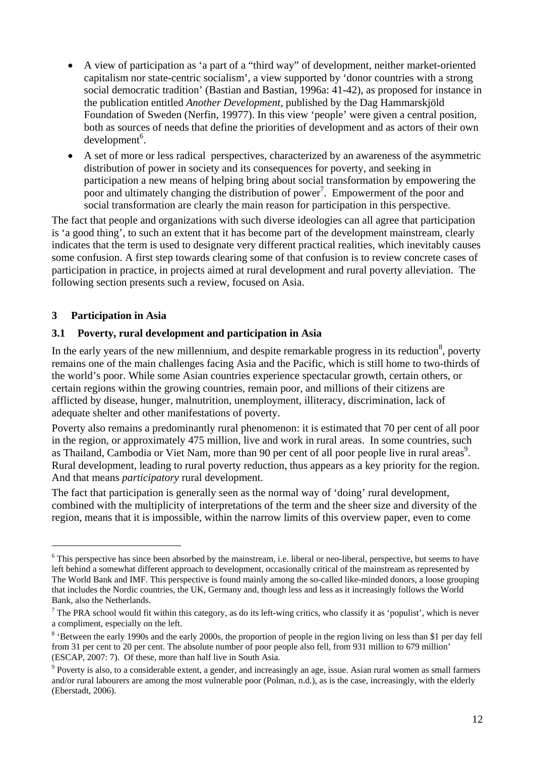- A view of participation as 'a part of a "third way" of development, neither market-oriented capitalism nor state-centric socialism', a view supported by 'donor countries with a strong social democratic tradition' (Bastian and Bastian, 1996a: 41-42), as proposed for instance in the publication entitled *Another Development*, published by the Dag Hammarskjöld Foundation of Sweden (Nerfin, 19977). In this view 'people' were given a central position, both as sources of needs that define the priorities of development and as actors of their own development[6].
- A set of more or less radical perspectives, characterized by an awareness of the asymmetric distribution of power in society and its consequences for poverty, and seeking in participation a new means of helping bring about social transformation by empowering the poor and ultimately changing the distribution of power[7]. Empowerment of the poor and social transformation are clearly the main reason for participation in this perspective.

The fact that people and organizations with such diverse ideologies can all agree that participation is 'a good thing', to such an extent that it has become part of the development mainstream, clearly indicates that the term is used to designate very different practical realities, which inevitably causes some confusion. A first step towards clearing some of that confusion is to review concrete cases of participation in practice, in projects aimed at rural development and rural poverty alleviation. The following section presents such a review, focused on Asia.

## 3 Participation in Asia

### 3.1 Poverty, rural development and participation in Asia

In the early years of the new millennium, and despite remarkable progress in its reduction[8], poverty remains one of the main challenges facing Asia and the Pacific, which is still home to two-thirds of the world's poor. While some Asian countries experience spectacular growth, certain others, or certain regions within the growing countries, remain poor, and millions of their citizens are afflicted by disease, hunger, malnutrition, unemployment, illiteracy, discrimination, lack of adequate shelter and other manifestations of poverty.

Poverty also remains a predominantly rural phenomenon: it is estimated that 70 per cent of all poor in the region, or approximately 475 million, live and work in rural areas. In some countries, such as Thailand, Cambodia or Viet Nam, more than 90 per cent of all poor people live in rural areas[9]. Rural development, leading to rural poverty reduction, thus appears as a key priority for the region. And that means *participatory* rural development.

The fact that participation is generally seen as the normal way of 'doing' rural development, combined with the multiplicity of interpretations of the term and the sheer size and diversity of the region, means that it is impossible, within the narrow limits of this overview paper, even to come

---

[6] This perspective has since been absorbed by the mainstream, i.e. liberal or neo-liberal, perspective, but seems to have left behind a somewhat different approach to development, occasionally critical of the mainstream as represented by The World Bank and IMF. This perspective is found mainly among the so-called like-minded donors, a loose grouping that includes the Nordic countries, the UK, Germany and, though less and less as it increasingly follows the World Bank, also the Netherlands.

[7] The PRA school would fit within this category, as do its left-wing critics, who classify it as 'populist', which is never a compliment, especially on the left.

[8] 'Between the early 1990s and the early 2000s, the proportion of people in the region living on less than $1 per day fell from 31 per cent to 20 per cent. The absolute number of poor people also fell, from 931 million to 679 million' (ESCAP, 2007: 7). Of these, more than half live in South Asia.

[9] Poverty is also, to a considerable extent, a gender, and increasingly an age, issue. Asian rural women as small farmers and/or rural labourers are among the most vulnerable poor (Polman, n.d.), as is the case, increasingly, with the elderly (Eberstadt, 2006).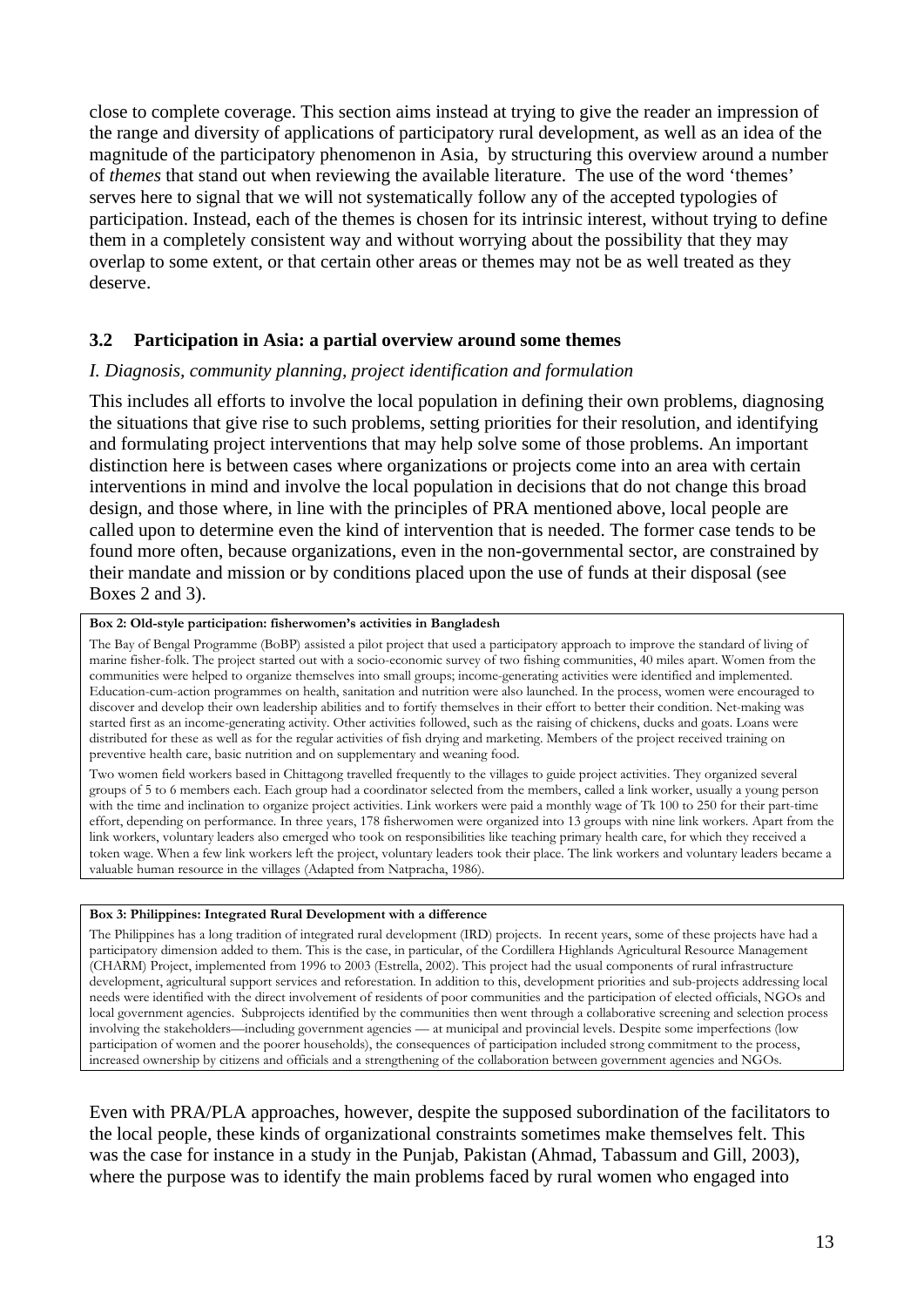close to complete coverage. This section aims instead at trying to give the reader an impression of the range and diversity of applications of participatory rural development, as well as an idea of the magnitude of the participatory phenomenon in Asia, by structuring this overview around a number of *themes* that stand out when reviewing the available literature. The use of the word 'themes' serves here to signal that we will not systematically follow any of the accepted typologies of participation. Instead, each of the themes is chosen for its intrinsic interest, without trying to define them in a completely consistent way and without worrying about the possibility that they may overlap to some extent, or that certain other areas or themes may not be as well treated as they deserve.

## 3.2 Participation in Asia: a partial overview around some themes

*I. Diagnosis, community planning, project identification and formulation*

This includes all efforts to involve the local population in defining their own problems, diagnosing the situations that give rise to such problems, setting priorities for their resolution, and identifying and formulating project interventions that may help solve some of those problems. An important distinction here is between cases where organizations or projects come into an area with certain interventions in mind and involve the local population in decisions that do not change this broad design, and those where, in line with the principles of PRA mentioned above, local people are called upon to determine even the kind of intervention that is needed. The former case tends to be found more often, because organizations, even in the non-governmental sector, are constrained by their mandate and mission or by conditions placed upon the use of funds at their disposal (see Boxes 2 and 3).

**Box 2: Old-style participation: fisherwomen's activities in Bangladesh**

The Bay of Bengal Programme (BoBP) assisted a pilot project that used a participatory approach to improve the standard of living of marine fisher-folk. The project started out with a socio-economic survey of two fishing communities, 40 miles apart. Women from the communities were helped to organize themselves into small groups; income-generating activities were identified and implemented. Education-cum-action programmes on health, sanitation and nutrition were also launched. In the process, women were encouraged to discover and develop their own leadership abilities and to fortify themselves in their effort to better their condition. Net-making was started first as an income-generating activity. Other activities followed, such as the raising of chickens, ducks and goats. Loans were distributed for these as well as for the regular activities of fish drying and marketing. Members of the project received training on preventive health care, basic nutrition and on supplementary and weaning food.

Two women field workers based in Chittagong travelled frequently to the villages to guide project activities. They organized several groups of 5 to 6 members each. Each group had a coordinator selected from the members, called a link worker, usually a young person with the time and inclination to organize project activities. Link workers were paid a monthly wage of Tk 100 to 250 for their part-time effort, depending on performance. In three years, 178 fisherwomen were organized into 13 groups with nine link workers. Apart from the link workers, voluntary leaders also emerged who took on responsibilities like teaching primary health care, for which they received a token wage. When a few link workers left the project, voluntary leaders took their place. The link workers and voluntary leaders became a valuable human resource in the villages (Adapted from Natpracha, 1986).

**Box 3: Philippines: Integrated Rural Development with a difference**

The Philippines has a long tradition of integrated rural development (IRD) projects. In recent years, some of these projects have had a participatory dimension added to them. This is the case, in particular, of the Cordillera Highlands Agricultural Resource Management (CHARM) Project, implemented from 1996 to 2003 (Estrella, 2002). This project had the usual components of rural infrastructure development, agricultural support services and reforestation. In addition to this, development priorities and sub-projects addressing local needs were identified with the direct involvement of residents of poor communities and the participation of elected officials, NGOs and local government agencies. Subprojects identified by the communities then went through a collaborative screening and selection process involving the stakeholders—including government agencies — at municipal and provincial levels. Despite some imperfections (low participation of women and the poorer households), the consequences of participation included strong commitment to the process, increased ownership by citizens and officials and a strengthening of the collaboration between government agencies and NGOs.

Even with PRA/PLA approaches, however, despite the supposed subordination of the facilitators to the local people, these kinds of organizational constraints sometimes make themselves felt. This was the case for instance in a study in the Punjab, Pakistan (Ahmad, Tabassum and Gill, 2003), where the purpose was to identify the main problems faced by rural women who engaged into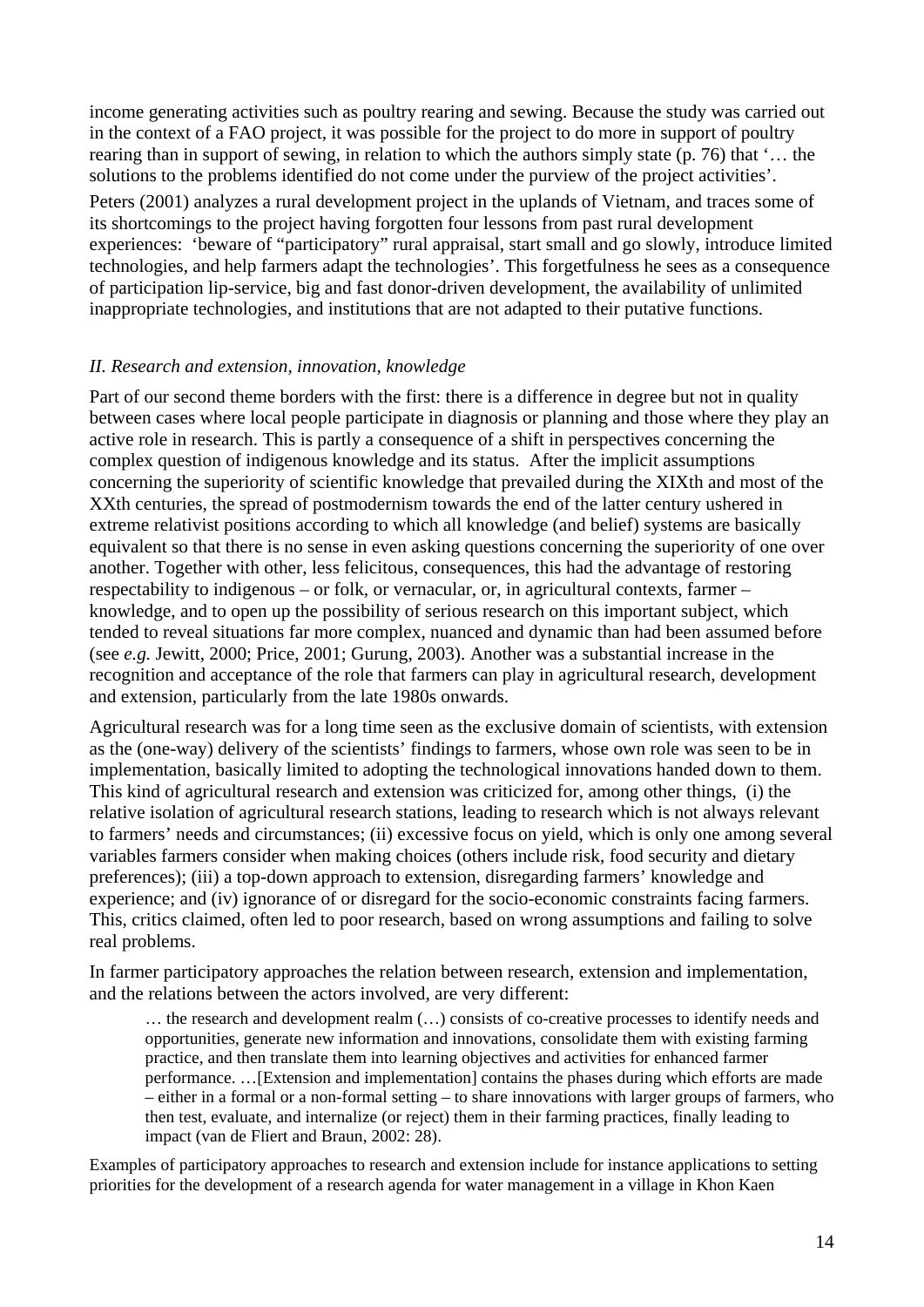income generating activities such as poultry rearing and sewing. Because the study was carried out in the context of a FAO project, it was possible for the project to do more in support of poultry rearing than in support of sewing, in relation to which the authors simply state (p. 76) that '… the solutions to the problems identified do not come under the purview of the project activities'.

Peters (2001) analyzes a rural development project in the uplands of Vietnam, and traces some of its shortcomings to the project having forgotten four lessons from past rural development experiences: 'beware of "participatory" rural appraisal, start small and go slowly, introduce limited technologies, and help farmers adapt the technologies'. This forgetfulness he sees as a consequence of participation lip-service, big and fast donor-driven development, the availability of unlimited inappropriate technologies, and institutions that are not adapted to their putative functions.

### *II. Research and extension, innovation, knowledge*

Part of our second theme borders with the first: there is a difference in degree but not in quality between cases where local people participate in diagnosis or planning and those where they play an active role in research. This is partly a consequence of a shift in perspectives concerning the complex question of indigenous knowledge and its status. After the implicit assumptions concerning the superiority of scientific knowledge that prevailed during the XIXth and most of the XXth centuries, the spread of postmodernism towards the end of the latter century ushered in extreme relativist positions according to which all knowledge (and belief) systems are basically equivalent so that there is no sense in even asking questions concerning the superiority of one over another. Together with other, less felicitous, consequences, this had the advantage of restoring respectability to indigenous – or folk, or vernacular, or, in agricultural contexts, farmer – knowledge, and to open up the possibility of serious research on this important subject, which tended to reveal situations far more complex, nuanced and dynamic than had been assumed before (see *e.g.* Jewitt, 2000; Price, 2001; Gurung, 2003). Another was a substantial increase in the recognition and acceptance of the role that farmers can play in agricultural research, development and extension, particularly from the late 1980s onwards.

Agricultural research was for a long time seen as the exclusive domain of scientists, with extension as the (one-way) delivery of the scientists' findings to farmers, whose own role was seen to be in implementation, basically limited to adopting the technological innovations handed down to them. This kind of agricultural research and extension was criticized for, among other things, (i) the relative isolation of agricultural research stations, leading to research which is not always relevant to farmers' needs and circumstances; (ii) excessive focus on yield, which is only one among several variables farmers consider when making choices (others include risk, food security and dietary preferences); (iii) a top-down approach to extension, disregarding farmers' knowledge and experience; and (iv) ignorance of or disregard for the socio-economic constraints facing farmers. This, critics claimed, often led to poor research, based on wrong assumptions and failing to solve real problems.

In farmer participatory approaches the relation between research, extension and implementation, and the relations between the actors involved, are very different:

> … the research and development realm (…) consists of co-creative processes to identify needs and opportunities, generate new information and innovations, consolidate them with existing farming practice, and then translate them into learning objectives and activities for enhanced farmer performance. …[Extension and implementation] contains the phases during which efforts are made – either in a formal or a non-formal setting – to share innovations with larger groups of farmers, who then test, evaluate, and internalize (or reject) them in their farming practices, finally leading to impact (van de Fliert and Braun, 2002: 28).

Examples of participatory approaches to research and extension include for instance applications to setting priorities for the development of a research agenda for water management in a village in Khon Kaen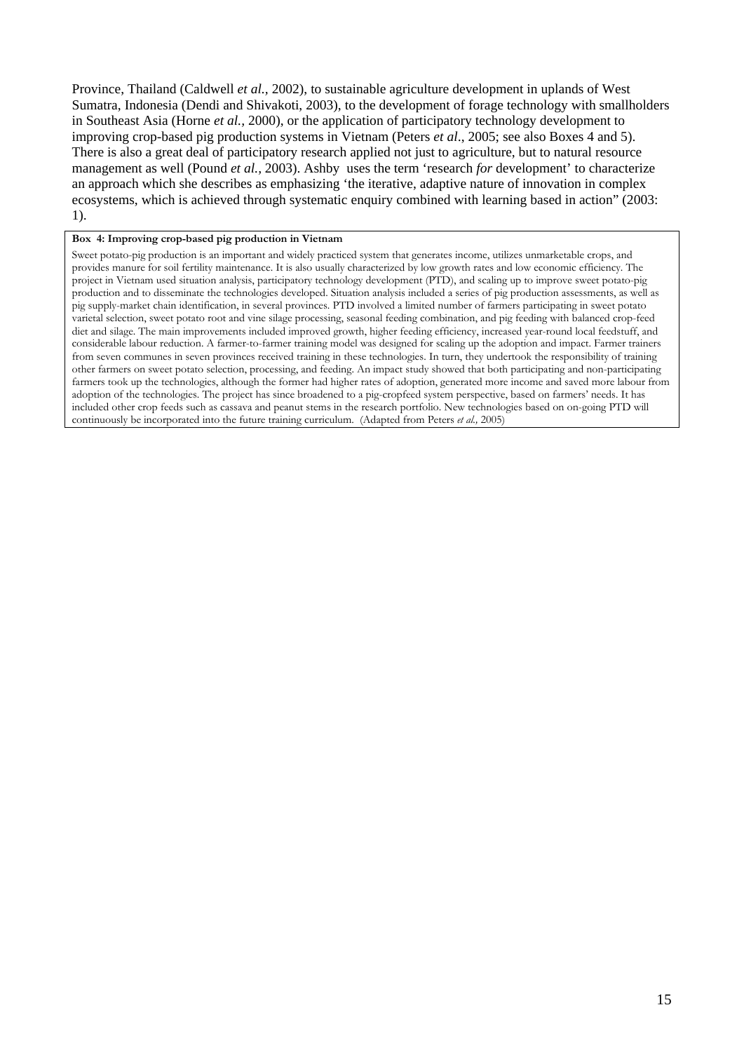Province, Thailand (Caldwell *et al.*, 2002), to sustainable agriculture development in uplands of West Sumatra, Indonesia (Dendi and Shivakoti, 2003), to the development of forage technology with smallholders in Southeast Asia (Horne *et al.*, 2000), or the application of participatory technology development to improving crop-based pig production systems in Vietnam (Peters *et al.*, 2005; see also Boxes 4 and 5). There is also a great deal of participatory research applied not just to agriculture, but to natural resource management as well (Pound *et al.*, 2003). Ashby uses the term 'research *for* development' to characterize an approach which she describes as emphasizing 'the iterative, adaptive nature of innovation in complex ecosystems, which is achieved through systematic enquiry combined with learning based in action" (2003: 1).

**Box 4: Improving crop-based pig production in Vietnam**

Sweet potato-pig production is an important and widely practiced system that generates income, utilizes unmarketable crops, and provides manure for soil fertility maintenance. It is also usually characterized by low growth rates and low economic efficiency. The project in Vietnam used situation analysis, participatory technology development (PTD), and scaling up to improve sweet potato-pig production and to disseminate the technologies developed. Situation analysis included a series of pig production assessments, as well as pig supply-market chain identification, in several provinces. PTD involved a limited number of farmers participating in sweet potato varietal selection, sweet potato root and vine silage processing, seasonal feeding combination, and pig feeding with balanced crop-feed diet and silage. The main improvements included improved growth, higher feeding efficiency, increased year-round local feedstuff, and considerable labour reduction. A farmer-to-farmer training model was designed for scaling up the adoption and impact. Farmer trainers from seven communes in seven provinces received training in these technologies. In turn, they undertook the responsibility of training other farmers on sweet potato selection, processing, and feeding. An impact study showed that both participating and non-participating farmers took up the technologies, although the former had higher rates of adoption, generated more income and saved more labour from adoption of the technologies. The project has since broadened to a pig-cropfeed system perspective, based on farmers' needs. It has included other crop feeds such as cassava and peanut stems in the research portfolio. New technologies based on on-going PTD will continuously be incorporated into the future training curriculum. (Adapted from Peters *et al.,* 2005)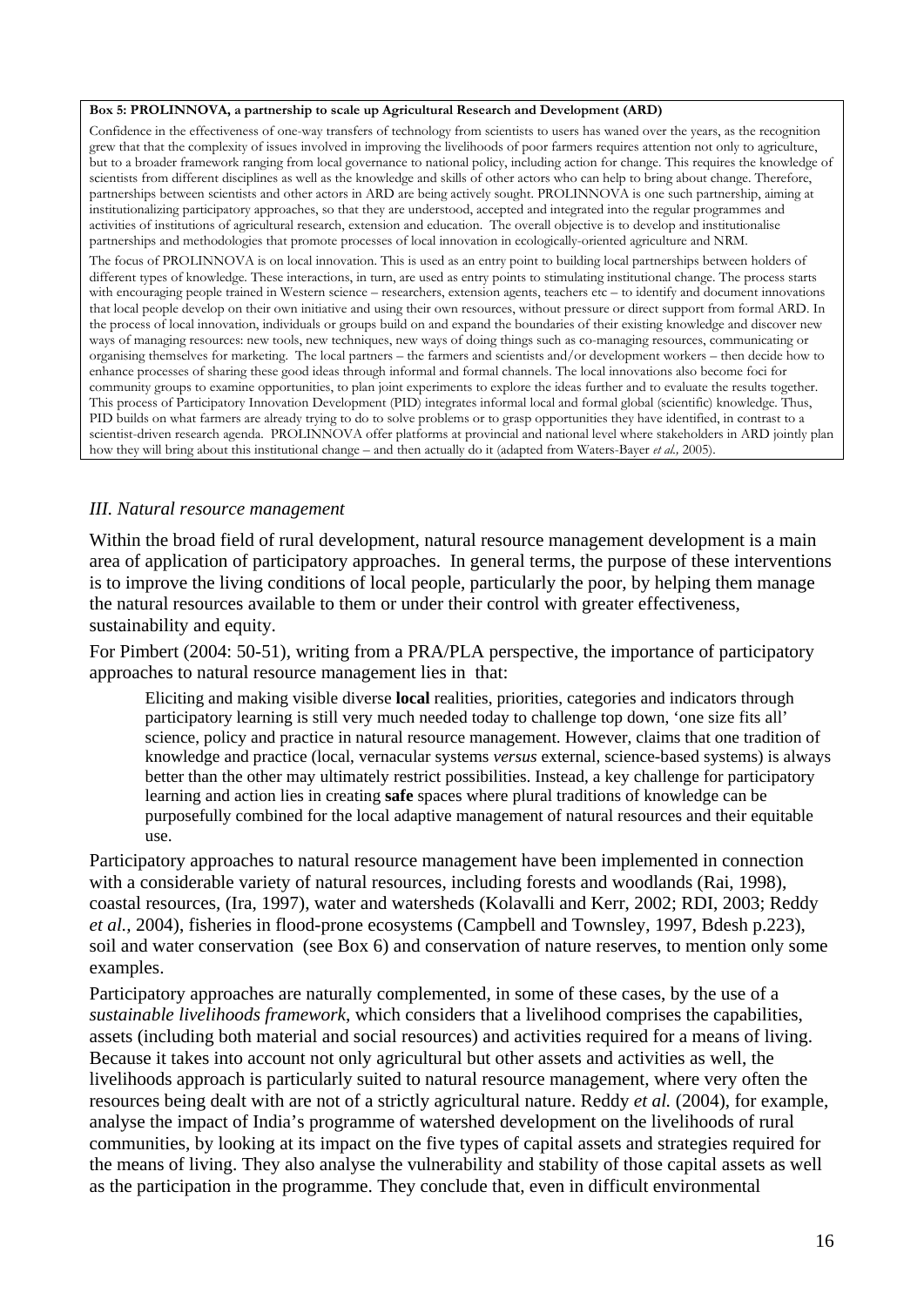**Box 5: PROLINNOVA, a partnership to scale up Agricultural Research and Development (ARD)**

Confidence in the effectiveness of one-way transfers of technology from scientists to users has waned over the years, as the recognition grew that that the complexity of issues involved in improving the livelihoods of poor farmers requires attention not only to agriculture, but to a broader framework ranging from local governance to national policy, including action for change. This requires the knowledge of scientists from different disciplines as well as the knowledge and skills of other actors who can help to bring about change. Therefore, partnerships between scientists and other actors in ARD are being actively sought. PROLINNOVA is one such partnership, aiming at institutionalizing participatory approaches, so that they are understood, accepted and integrated into the regular programmes and activities of institutions of agricultural research, extension and education. The overall objective is to develop and institutionalise partnerships and methodologies that promote processes of local innovation in ecologically-oriented agriculture and NRM.

The focus of PROLINNOVA is on local innovation. This is used as an entry point to building local partnerships between holders of different types of knowledge. These interactions, in turn, are used as entry points to stimulating institutional change. The process starts with encouraging people trained in Western science – researchers, extension agents, teachers etc – to identify and document innovations that local people develop on their own initiative and using their own resources, without pressure or direct support from formal ARD. In the process of local innovation, individuals or groups build on and expand the boundaries of their existing knowledge and discover new ways of managing resources: new tools, new techniques, new ways of doing things such as co-managing resources, communicating or organising themselves for marketing. The local partners – the farmers and scientists and/or development workers – then decide how to enhance processes of sharing these good ideas through informal and formal channels. The local innovations also become foci for community groups to examine opportunities, to plan joint experiments to explore the ideas further and to evaluate the results together. This process of Participatory Innovation Development (PID) integrates informal local and formal global (scientific) knowledge. Thus, PID builds on what farmers are already trying to do to solve problems or to grasp opportunities they have identified, in contrast to a scientist-driven research agenda. PROLINNOVA offer platforms at provincial and national level where stakeholders in ARD jointly plan how they will bring about this institutional change – and then actually do it (adapted from Waters-Bayer *et al.,* 2005).

### *III. Natural resource management*

Within the broad field of rural development, natural resource management development is a main area of application of participatory approaches. In general terms, the purpose of these interventions is to improve the living conditions of local people, particularly the poor, by helping them manage the natural resources available to them or under their control with greater effectiveness, sustainability and equity.

For Pimbert (2004: 50-51), writing from a PRA/PLA perspective, the importance of participatory approaches to natural resource management lies in that:

> Eliciting and making visible diverse **local** realities, priorities, categories and indicators through participatory learning is still very much needed today to challenge top down, 'one size fits all' science, policy and practice in natural resource management. However, claims that one tradition of knowledge and practice (local, vernacular systems *versus* external, science-based systems) is always better than the other may ultimately restrict possibilities. Instead, a key challenge for participatory learning and action lies in creating **safe** spaces where plural traditions of knowledge can be purposefully combined for the local adaptive management of natural resources and their equitable use.

Participatory approaches to natural resource management have been implemented in connection with a considerable variety of natural resources, including forests and woodlands (Rai, 1998), coastal resources, (Ira, 1997), water and watersheds (Kolavalli and Kerr, 2002; RDI, 2003; Reddy *et al.*, 2004), fisheries in flood-prone ecosystems (Campbell and Townsley, 1997, Bdesh p.223), soil and water conservation (see Box 6) and conservation of nature reserves, to mention only some examples.

Participatory approaches are naturally complemented, in some of these cases, by the use of a *sustainable livelihoods framework*, which considers that a livelihood comprises the capabilities, assets (including both material and social resources) and activities required for a means of living. Because it takes into account not only agricultural but other assets and activities as well, the livelihoods approach is particularly suited to natural resource management, where very often the resources being dealt with are not of a strictly agricultural nature. Reddy *et al.* (2004), for example, analyse the impact of India's programme of watershed development on the livelihoods of rural communities, by looking at its impact on the five types of capital assets and strategies required for the means of living. They also analyse the vulnerability and stability of those capital assets as well as the participation in the programme. They conclude that, even in difficult environmental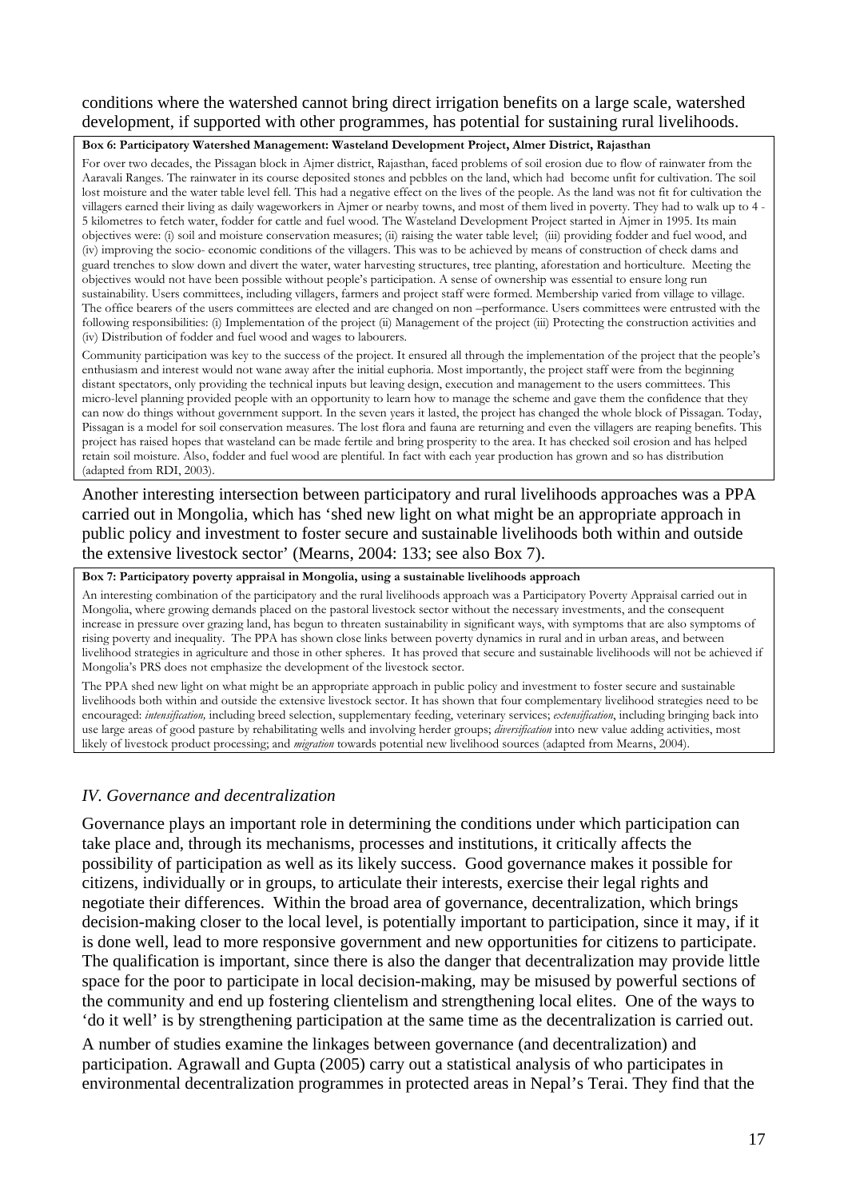conditions where the watershed cannot bring direct irrigation benefits on a large scale, watershed development, if supported with other programmes, has potential for sustaining rural livelihoods.

**Box 6: Participatory Watershed Management: Wasteland Development Project, Almer District, Rajasthan**

For over two decades, the Pissagan block in Ajmer district, Rajasthan, faced problems of soil erosion due to flow of rainwater from the Aaravali Ranges. The rainwater in its course deposited stones and pebbles on the land, which had become unfit for cultivation. The soil lost moisture and the water table level fell. This had a negative effect on the lives of the people. As the land was not fit for cultivation the villagers earned their living as daily wageworkers in Ajmer or nearby towns, and most of them lived in poverty. They had to walk up to 4 - 5 kilometres to fetch water, fodder for cattle and fuel wood. The Wasteland Development Project started in Ajmer in 1995. Its main objectives were: (i) soil and moisture conservation measures; (ii) raising the water table level; (iii) providing fodder and fuel wood, and (iv) improving the socio- economic conditions of the villagers. This was to be achieved by means of construction of check dams and guard trenches to slow down and divert the water, water harvesting structures, tree planting, aforestation and horticulture. Meeting the objectives would not have been possible without people's participation. A sense of ownership was essential to ensure long run sustainability. Users committees, including villagers, farmers and project staff were formed. Membership varied from village to village. The office bearers of the users committees are elected and are changed on non –performance. Users committees were entrusted with the following responsibilities: (i) Implementation of the project (ii) Management of the project (iii) Protecting the construction activities and (iv) Distribution of fodder and fuel wood and wages to labourers.

Community participation was key to the success of the project. It ensured all through the implementation of the project that the people's enthusiasm and interest would not wane away after the initial euphoria. Most importantly, the project staff were from the beginning distant spectators, only providing the technical inputs but leaving design, execution and management to the users committees. This micro-level planning provided people with an opportunity to learn how to manage the scheme and gave them the confidence that they can now do things without government support. In the seven years it lasted, the project has changed the whole block of Pissagan. Today, Pissagan is a model for soil conservation measures. The lost flora and fauna are returning and even the villagers are reaping benefits. This project has raised hopes that wasteland can be made fertile and bring prosperity to the area. It has checked soil erosion and has helped retain soil moisture. Also, fodder and fuel wood are plentiful. In fact with each year production has grown and so has distribution (adapted from RDI, 2003).

Another interesting intersection between participatory and rural livelihoods approaches was a PPA carried out in Mongolia, which has 'shed new light on what might be an appropriate approach in public policy and investment to foster secure and sustainable livelihoods both within and outside the extensive livestock sector' (Mearns, 2004: 133; see also Box 7).

**Box 7: Participatory poverty appraisal in Mongolia, using a sustainable livelihoods approach**

An interesting combination of the participatory and the rural livelihoods approach was a Participatory Poverty Appraisal carried out in Mongolia, where growing demands placed on the pastoral livestock sector without the necessary investments, and the consequent increase in pressure over grazing land, has begun to threaten sustainability in significant ways, with symptoms that are also symptoms of rising poverty and inequality. The PPA has shown close links between poverty dynamics in rural and in urban areas, and between livelihood strategies in agriculture and those in other spheres. It has proved that secure and sustainable livelihoods will not be achieved if Mongolia's PRS does not emphasize the development of the livestock sector.

The PPA shed new light on what might be an appropriate approach in public policy and investment to foster secure and sustainable livelihoods both within and outside the extensive livestock sector. It has shown that four complementary livelihood strategies need to be encouraged: *intensification,* including breed selection, supplementary feeding, veterinary services; *extensification*, including bringing back into use large areas of good pasture by rehabilitating wells and involving herder groups; *diversification* into new value adding activities, most likely of livestock product processing; and *migration* towards potential new livelihood sources (adapted from Mearns, 2004).

## *IV. Governance and decentralization*

Governance plays an important role in determining the conditions under which participation can take place and, through its mechanisms, processes and institutions, it critically affects the possibility of participation as well as its likely success. Good governance makes it possible for citizens, individually or in groups, to articulate their interests, exercise their legal rights and negotiate their differences. Within the broad area of governance, decentralization, which brings decision-making closer to the local level, is potentially important to participation, since it may, if it is done well, lead to more responsive government and new opportunities for citizens to participate. The qualification is important, since there is also the danger that decentralization may provide little space for the poor to participate in local decision-making, may be misused by powerful sections of the community and end up fostering clientelism and strengthening local elites. One of the ways to 'do it well' is by strengthening participation at the same time as the decentralization is carried out.

A number of studies examine the linkages between governance (and decentralization) and participation. Agrawall and Gupta (2005) carry out a statistical analysis of who participates in environmental decentralization programmes in protected areas in Nepal's Terai. They find that the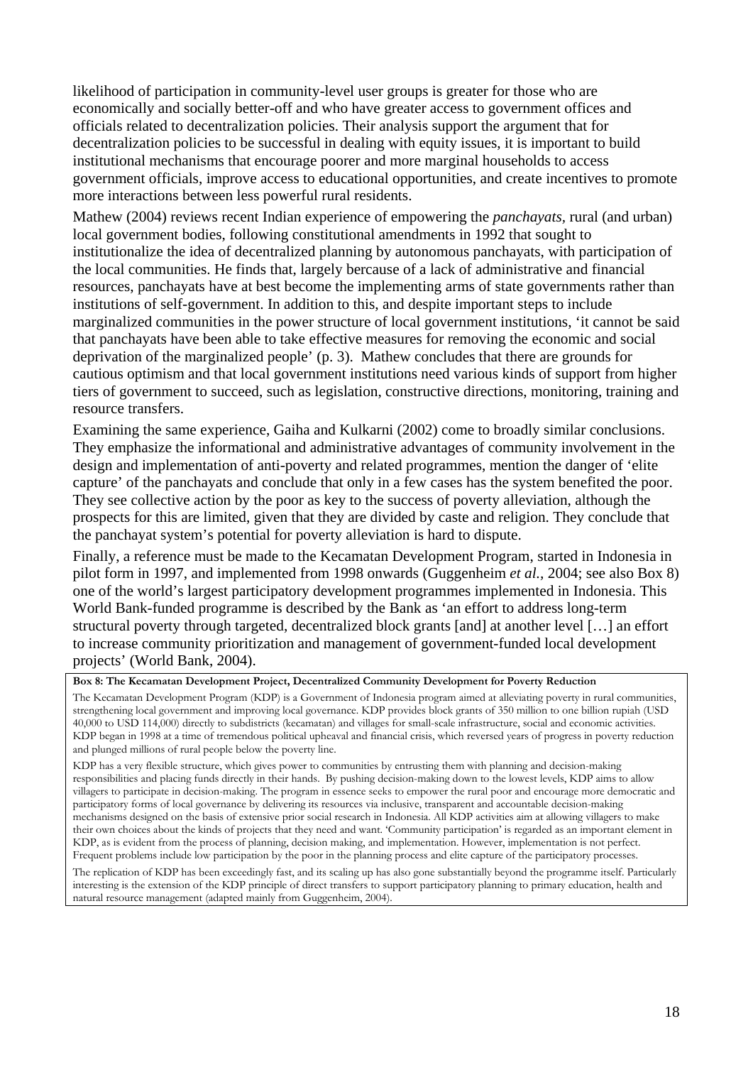likelihood of participation in community-level user groups is greater for those who are economically and socially better-off and who have greater access to government offices and officials related to decentralization policies. Their analysis support the argument that for decentralization policies to be successful in dealing with equity issues, it is important to build institutional mechanisms that encourage poorer and more marginal households to access government officials, improve access to educational opportunities, and create incentives to promote more interactions between less powerful rural residents.

Mathew (2004) reviews recent Indian experience of empowering the *panchayats*, rural (and urban) local government bodies, following constitutional amendments in 1992 that sought to institutionalize the idea of decentralized planning by autonomous panchayats, with participation of the local communities. He finds that, largely bercause of a lack of administrative and financial resources, panchayats have at best become the implementing arms of state governments rather than institutions of self-government. In addition to this, and despite important steps to include marginalized communities in the power structure of local government institutions, 'it cannot be said that panchayats have been able to take effective measures for removing the economic and social deprivation of the marginalized people' (p. 3). Mathew concludes that there are grounds for cautious optimism and that local government institutions need various kinds of support from higher tiers of government to succeed, such as legislation, constructive directions, monitoring, training and resource transfers.

Examining the same experience, Gaiha and Kulkarni (2002) come to broadly similar conclusions. They emphasize the informational and administrative advantages of community involvement in the design and implementation of anti-poverty and related programmes, mention the danger of 'elite capture' of the panchayats and conclude that only in a few cases has the system benefited the poor. They see collective action by the poor as key to the success of poverty alleviation, although the prospects for this are limited, given that they are divided by caste and religion. They conclude that the panchayat system's potential for poverty alleviation is hard to dispute.

Finally, a reference must be made to the Kecamatan Development Program, started in Indonesia in pilot form in 1997, and implemented from 1998 onwards (Guggenheim *et al.*, 2004; see also Box 8) one of the world's largest participatory development programmes implemented in Indonesia. This World Bank-funded programme is described by the Bank as 'an effort to address long-term structural poverty through targeted, decentralized block grants [and] at another level […] an effort to increase community prioritization and management of government-funded local development projects' (World Bank, 2004).

**Box 8: The Kecamatan Development Project, Decentralized Community Development for Poverty Reduction**

The Kecamatan Development Program (KDP) is a Government of Indonesia program aimed at alleviating poverty in rural communities, strengthening local government and improving local governance. KDP provides block grants of 350 million to one billion rupiah (USD 40,000 to USD 114,000) directly to subdistricts (kecamatan) and villages for small-scale infrastructure, social and economic activities. KDP began in 1998 at a time of tremendous political upheaval and financial crisis, which reversed years of progress in poverty reduction and plunged millions of rural people below the poverty line.

KDP has a very flexible structure, which gives power to communities by entrusting them with planning and decision-making responsibilities and placing funds directly in their hands. By pushing decision-making down to the lowest levels, KDP aims to allow villagers to participate in decision-making. The program in essence seeks to empower the rural poor and encourage more democratic and participatory forms of local governance by delivering its resources via inclusive, transparent and accountable decision-making mechanisms designed on the basis of extensive prior social research in Indonesia. All KDP activities aim at allowing villagers to make their own choices about the kinds of projects that they need and want. 'Community participation' is regarded as an important element in KDP, as is evident from the process of planning, decision making, and implementation. However, implementation is not perfect. Frequent problems include low participation by the poor in the planning process and elite capture of the participatory processes.

The replication of KDP has been exceedingly fast, and its scaling up has also gone substantially beyond the programme itself. Particularly interesting is the extension of the KDP principle of direct transfers to support participatory planning to primary education, health and natural resource management (adapted mainly from Guggenheim, 2004).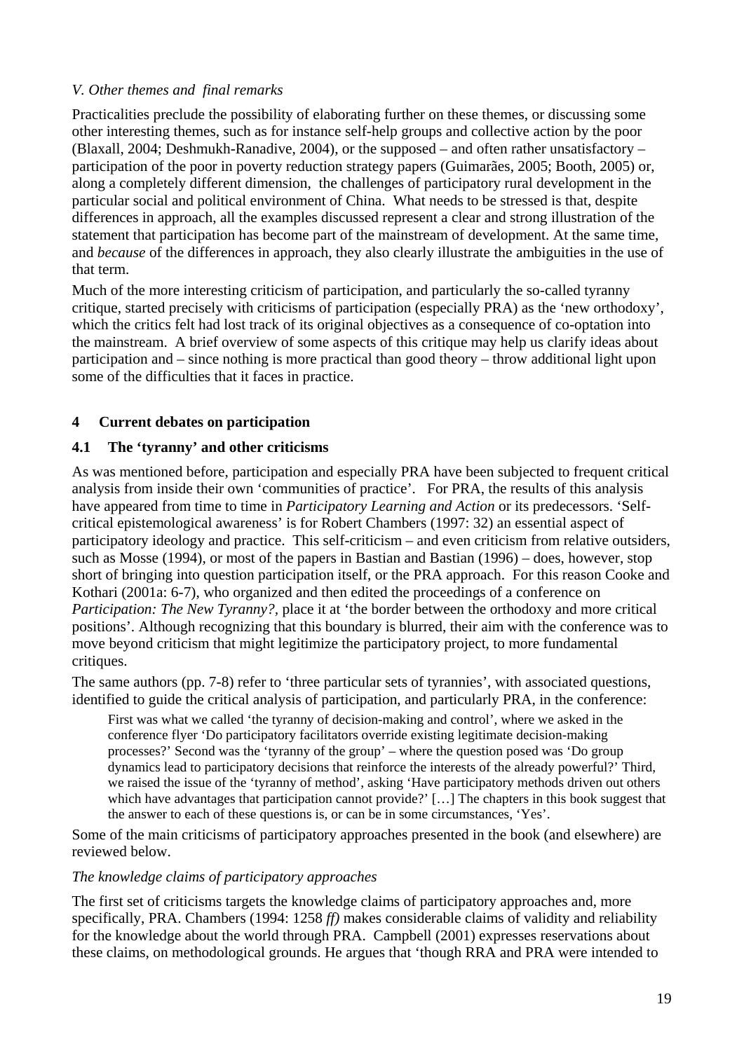*V. Other themes and final remarks*

Practicalities preclude the possibility of elaborating further on these themes, or discussing some other interesting themes, such as for instance self-help groups and collective action by the poor (Blaxall, 2004; Deshmukh-Ranadive, 2004), or the supposed – and often rather unsatisfactory – participation of the poor in poverty reduction strategy papers (Guimarães, 2005; Booth, 2005) or, along a completely different dimension, the challenges of participatory rural development in the particular social and political environment of China. What needs to be stressed is that, despite differences in approach, all the examples discussed represent a clear and strong illustration of the statement that participation has become part of the mainstream of development. At the same time, and *because* of the differences in approach, they also clearly illustrate the ambiguities in the use of that term.

Much of the more interesting criticism of participation, and particularly the so-called tyranny critique, started precisely with criticisms of participation (especially PRA) as the 'new orthodoxy', which the critics felt had lost track of its original objectives as a consequence of co-optation into the mainstream. A brief overview of some aspects of this critique may help us clarify ideas about participation and – since nothing is more practical than good theory – throw additional light upon some of the difficulties that it faces in practice.

## 4 Current debates on participation

### 4.1 The 'tyranny' and other criticisms

As was mentioned before, participation and especially PRA have been subjected to frequent critical analysis from inside their own 'communities of practice'. For PRA, the results of this analysis have appeared from time to time in *Participatory Learning and Action* or its predecessors. 'Self-critical epistemological awareness' is for Robert Chambers (1997: 32) an essential aspect of participatory ideology and practice. This self-criticism – and even criticism from relative outsiders, such as Mosse (1994), or most of the papers in Bastian and Bastian (1996) – does, however, stop short of bringing into question participation itself, or the PRA approach. For this reason Cooke and Kothari (2001a: 6-7), who organized and then edited the proceedings of a conference on *Participation: The New Tyranny?*, place it at 'the border between the orthodoxy and more critical positions'. Although recognizing that this boundary is blurred, their aim with the conference was to move beyond criticism that might legitimize the participatory project, to more fundamental critiques.

The same authors (pp. 7-8) refer to 'three particular sets of tyrannies', with associated questions, identified to guide the critical analysis of participation, and particularly PRA, in the conference:

> First was what we called 'the tyranny of decision-making and control', where we asked in the conference flyer 'Do participatory facilitators override existing legitimate decision-making processes?' Second was the 'tyranny of the group' – where the question posed was 'Do group dynamics lead to participatory decisions that reinforce the interests of the already powerful?' Third, we raised the issue of the 'tyranny of method', asking 'Have participatory methods driven out others which have advantages that participation cannot provide?' […] The chapters in this book suggest that the answer to each of these questions is, or can be in some circumstances, 'Yes'.

Some of the main criticisms of participatory approaches presented in the book (and elsewhere) are reviewed below.

*The knowledge claims of participatory approaches*

The first set of criticisms targets the knowledge claims of participatory approaches and, more specifically, PRA. Chambers (1994: 1258 *ff)* makes considerable claims of validity and reliability for the knowledge about the world through PRA. Campbell (2001) expresses reservations about these claims, on methodological grounds. He argues that 'though RRA and PRA were intended to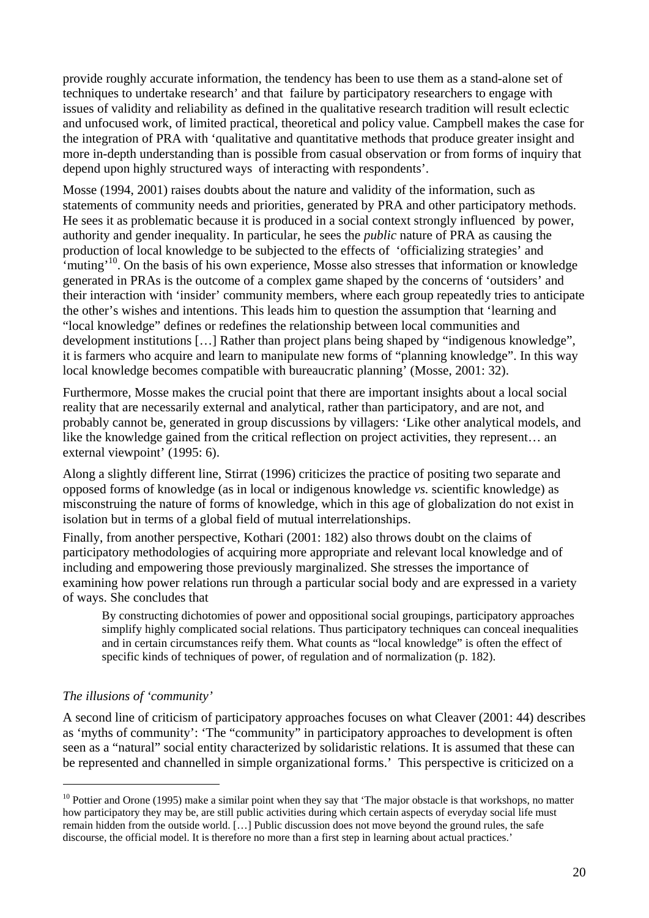provide roughly accurate information, the tendency has been to use them as a stand-alone set of techniques to undertake research' and that failure by participatory researchers to engage with issues of validity and reliability as defined in the qualitative research tradition will result eclectic and unfocused work, of limited practical, theoretical and policy value. Campbell makes the case for the integration of PRA with 'qualitative and quantitative methods that produce greater insight and more in-depth understanding than is possible from casual observation or from forms of inquiry that depend upon highly structured ways of interacting with respondents'.

Mosse (1994, 2001) raises doubts about the nature and validity of the information, such as statements of community needs and priorities, generated by PRA and other participatory methods. He sees it as problematic because it is produced in a social context strongly influenced by power, authority and gender inequality. In particular, he sees the *public* nature of PRA as causing the production of local knowledge to be subjected to the effects of 'officializing strategies' and 'muting'[10]. On the basis of his own experience, Mosse also stresses that information or knowledge generated in PRAs is the outcome of a complex game shaped by the concerns of 'outsiders' and their interaction with 'insider' community members, where each group repeatedly tries to anticipate the other's wishes and intentions. This leads him to question the assumption that 'learning and "local knowledge" defines or redefines the relationship between local communities and development institutions […] Rather than project plans being shaped by "indigenous knowledge", it is farmers who acquire and learn to manipulate new forms of "planning knowledge". In this way local knowledge becomes compatible with bureaucratic planning' (Mosse, 2001: 32).

Furthermore, Mosse makes the crucial point that there are important insights about a local social reality that are necessarily external and analytical, rather than participatory, and are not, and probably cannot be, generated in group discussions by villagers: 'Like other analytical models, and like the knowledge gained from the critical reflection on project activities, they represent… an external viewpoint' (1995: 6).

Along a slightly different line, Stirrat (1996) criticizes the practice of positing two separate and opposed forms of knowledge (as in local or indigenous knowledge *vs.* scientific knowledge) as misconstruing the nature of forms of knowledge, which in this age of globalization do not exist in isolation but in terms of a global field of mutual interrelationships.

Finally, from another perspective, Kothari (2001: 182) also throws doubt on the claims of participatory methodologies of acquiring more appropriate and relevant local knowledge and of including and empowering those previously marginalized. She stresses the importance of examining how power relations run through a particular social body and are expressed in a variety of ways. She concludes that

> By constructing dichotomies of power and oppositional social groupings, participatory approaches simplify highly complicated social relations. Thus participatory techniques can conceal inequalities and in certain circumstances reify them. What counts as "local knowledge" is often the effect of specific kinds of techniques of power, of regulation and of normalization (p. 182).

*The illusions of 'community'*

A second line of criticism of participatory approaches focuses on what Cleaver (2001: 44) describes as 'myths of community': 'The "community" in participatory approaches to development is often seen as a "natural" social entity characterized by solidaristic relations. It is assumed that these can be represented and channelled in simple organizational forms.' This perspective is criticized on a

[10] Pottier and Orone (1995) make a similar point when they say that 'The major obstacle is that workshops, no matter how participatory they may be, are still public activities during which certain aspects of everyday social life must remain hidden from the outside world. […] Public discussion does not move beyond the ground rules, the safe discourse, the official model. It is therefore no more than a first step in learning about actual practices.'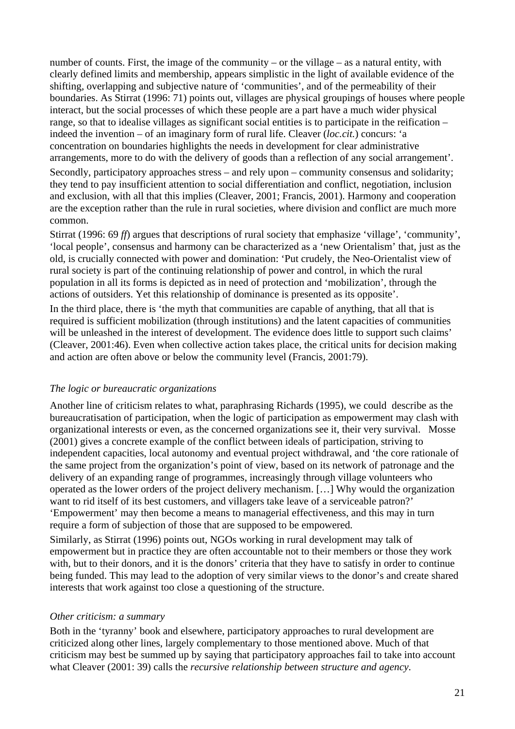number of counts. First, the image of the community – or the village – as a natural entity, with clearly defined limits and membership, appears simplistic in the light of available evidence of the shifting, overlapping and subjective nature of 'communities', and of the permeability of their boundaries. As Stirrat (1996: 71) points out, villages are physical groupings of houses where people interact, but the social processes of which these people are a part have a much wider physical range, so that to idealise villages as significant social entities is to participate in the reification – indeed the invention – of an imaginary form of rural life. Cleaver (*loc.cit.*) concurs: 'a concentration on boundaries highlights the needs in development for clear administrative arrangements, more to do with the delivery of goods than a reflection of any social arrangement'.

Secondly, participatory approaches stress – and rely upon – community consensus and solidarity; they tend to pay insufficient attention to social differentiation and conflict, negotiation, inclusion and exclusion, with all that this implies (Cleaver, 2001; Francis, 2001). Harmony and cooperation are the exception rather than the rule in rural societies, where division and conflict are much more common.

Stirrat (1996: 69 *ff*) argues that descriptions of rural society that emphasize 'village', 'community', 'local people', consensus and harmony can be characterized as a 'new Orientalism' that, just as the old, is crucially connected with power and domination: 'Put crudely, the Neo-Orientalist view of rural society is part of the continuing relationship of power and control, in which the rural population in all its forms is depicted as in need of protection and 'mobilization', through the actions of outsiders. Yet this relationship of dominance is presented as its opposite'.

In the third place, there is 'the myth that communities are capable of anything, that all that is required is sufficient mobilization (through institutions) and the latent capacities of communities will be unleashed in the interest of development. The evidence does little to support such claims' (Cleaver, 2001:46). Even when collective action takes place, the critical units for decision making and action are often above or below the community level (Francis, 2001:79).

*The logic or bureaucratic organizations*

Another line of criticism relates to what, paraphrasing Richards (1995), we could describe as the bureaucratisation of participation, when the logic of participation as empowerment may clash with organizational interests or even, as the concerned organizations see it, their very survival. Mosse (2001) gives a concrete example of the conflict between ideals of participation, striving to independent capacities, local autonomy and eventual project withdrawal, and 'the core rationale of the same project from the organization's point of view, based on its network of patronage and the delivery of an expanding range of programmes, increasingly through village volunteers who operated as the lower orders of the project delivery mechanism. […] Why would the organization want to rid itself of its best customers, and villagers take leave of a serviceable patron?' 'Empowerment' may then become a means to managerial effectiveness, and this may in turn require a form of subjection of those that are supposed to be empowered.

Similarly, as Stirrat (1996) points out, NGOs working in rural development may talk of empowerment but in practice they are often accountable not to their members or those they work with, but to their donors, and it is the donors' criteria that they have to satisfy in order to continue being funded. This may lead to the adoption of very similar views to the donor's and create shared interests that work against too close a questioning of the structure.

*Other criticism: a summary*

Both in the 'tyranny' book and elsewhere, participatory approaches to rural development are criticized along other lines, largely complementary to those mentioned above. Much of that criticism may best be summed up by saying that participatory approaches fail to take into account what Cleaver (2001: 39) calls the *recursive relationship between structure and agency.*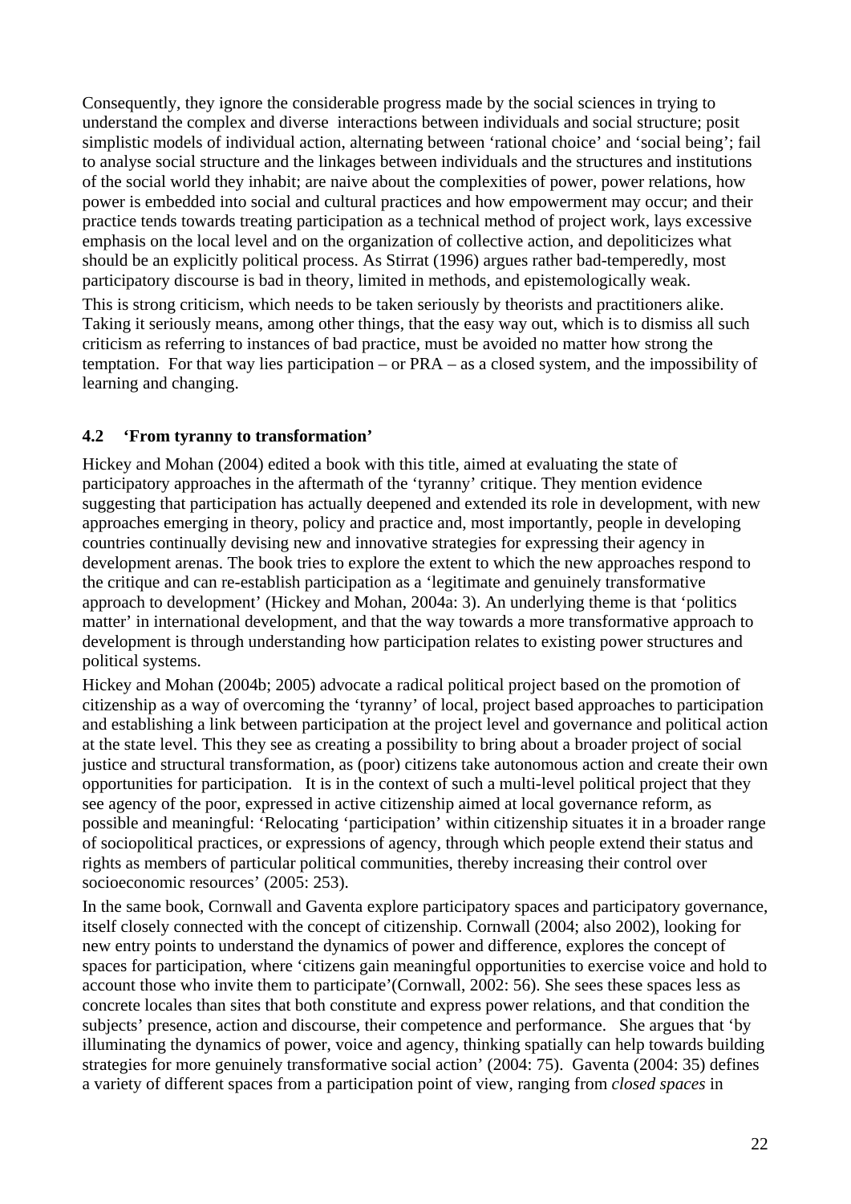Consequently, they ignore the considerable progress made by the social sciences in trying to understand the complex and diverse interactions between individuals and social structure; posit simplistic models of individual action, alternating between 'rational choice' and 'social being'; fail to analyse social structure and the linkages between individuals and the structures and institutions of the social world they inhabit; are naive about the complexities of power, power relations, how power is embedded into social and cultural practices and how empowerment may occur; and their practice tends towards treating participation as a technical method of project work, lays excessive emphasis on the local level and on the organization of collective action, and depoliticizes what should be an explicitly political process. As Stirrat (1996) argues rather bad-temperedly, most participatory discourse is bad in theory, limited in methods, and epistemologically weak.

This is strong criticism, which needs to be taken seriously by theorists and practitioners alike. Taking it seriously means, among other things, that the easy way out, which is to dismiss all such criticism as referring to instances of bad practice, must be avoided no matter how strong the temptation. For that way lies participation – or PRA – as a closed system, and the impossibility of learning and changing.

### 4.2 'From tyranny to transformation'

Hickey and Mohan (2004) edited a book with this title, aimed at evaluating the state of participatory approaches in the aftermath of the 'tyranny' critique. They mention evidence suggesting that participation has actually deepened and extended its role in development, with new approaches emerging in theory, policy and practice and, most importantly, people in developing countries continually devising new and innovative strategies for expressing their agency in development arenas. The book tries to explore the extent to which the new approaches respond to the critique and can re-establish participation as a 'legitimate and genuinely transformative approach to development' (Hickey and Mohan, 2004a: 3). An underlying theme is that 'politics matter' in international development, and that the way towards a more transformative approach to development is through understanding how participation relates to existing power structures and political systems.

Hickey and Mohan (2004b; 2005) advocate a radical political project based on the promotion of citizenship as a way of overcoming the 'tyranny' of local, project based approaches to participation and establishing a link between participation at the project level and governance and political action at the state level. This they see as creating a possibility to bring about a broader project of social justice and structural transformation, as (poor) citizens take autonomous action and create their own opportunities for participation. It is in the context of such a multi-level political project that they see agency of the poor, expressed in active citizenship aimed at local governance reform, as possible and meaningful: 'Relocating 'participation' within citizenship situates it in a broader range of sociopolitical practices, or expressions of agency, through which people extend their status and rights as members of particular political communities, thereby increasing their control over socioeconomic resources' (2005: 253).

In the same book, Cornwall and Gaventa explore participatory spaces and participatory governance, itself closely connected with the concept of citizenship. Cornwall (2004; also 2002), looking for new entry points to understand the dynamics of power and difference, explores the concept of spaces for participation, where 'citizens gain meaningful opportunities to exercise voice and hold to account those who invite them to participate'(Cornwall, 2002: 56). She sees these spaces less as concrete locales than sites that both constitute and express power relations, and that condition the subjects' presence, action and discourse, their competence and performance. She argues that 'by illuminating the dynamics of power, voice and agency, thinking spatially can help towards building strategies for more genuinely transformative social action' (2004: 75). Gaventa (2004: 35) defines a variety of different spaces from a participation point of view, ranging from *closed spaces* in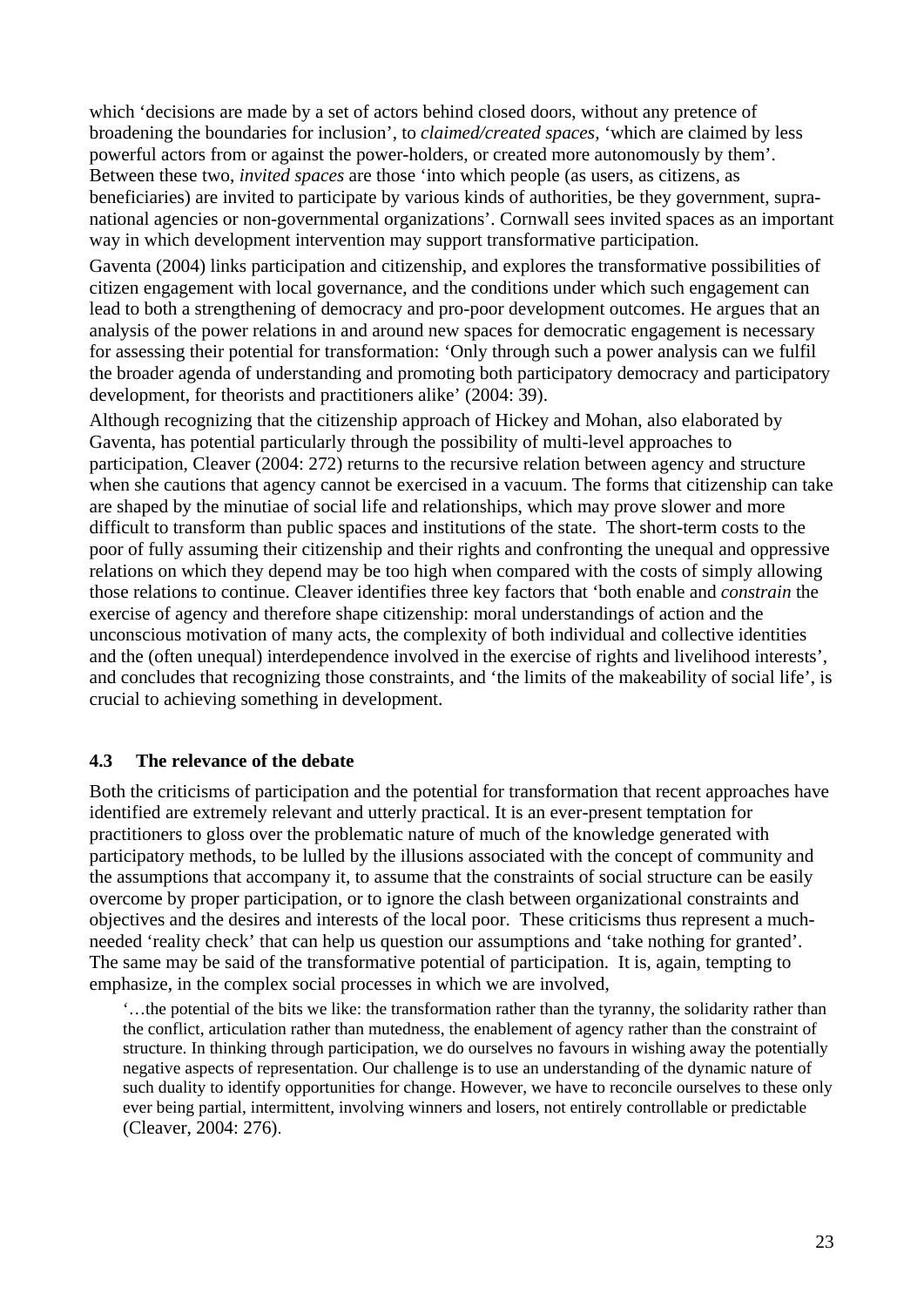which 'decisions are made by a set of actors behind closed doors, without any pretence of broadening the boundaries for inclusion', to *claimed/created spaces*, 'which are claimed by less powerful actors from or against the power-holders, or created more autonomously by them'. Between these two, *invited spaces* are those 'into which people (as users, as citizens, as beneficiaries) are invited to participate by various kinds of authorities, be they government, supra-national agencies or non-governmental organizations'. Cornwall sees invited spaces as an important way in which development intervention may support transformative participation.

Gaventa (2004) links participation and citizenship, and explores the transformative possibilities of citizen engagement with local governance, and the conditions under which such engagement can lead to both a strengthening of democracy and pro-poor development outcomes. He argues that an analysis of the power relations in and around new spaces for democratic engagement is necessary for assessing their potential for transformation: 'Only through such a power analysis can we fulfil the broader agenda of understanding and promoting both participatory democracy and participatory development, for theorists and practitioners alike' (2004: 39).

Although recognizing that the citizenship approach of Hickey and Mohan, also elaborated by Gaventa, has potential particularly through the possibility of multi-level approaches to participation, Cleaver (2004: 272) returns to the recursive relation between agency and structure when she cautions that agency cannot be exercised in a vacuum. The forms that citizenship can take are shaped by the minutiae of social life and relationships, which may prove slower and more difficult to transform than public spaces and institutions of the state. The short-term costs to the poor of fully assuming their citizenship and their rights and confronting the unequal and oppressive relations on which they depend may be too high when compared with the costs of simply allowing those relations to continue. Cleaver identifies three key factors that 'both enable and *constrain* the exercise of agency and therefore shape citizenship: moral understandings of action and the unconscious motivation of many acts, the complexity of both individual and collective identities and the (often unequal) interdependence involved in the exercise of rights and livelihood interests', and concludes that recognizing those constraints, and 'the limits of the makeability of social life', is crucial to achieving something in development.

### 4.3 The relevance of the debate

Both the criticisms of participation and the potential for transformation that recent approaches have identified are extremely relevant and utterly practical. It is an ever-present temptation for practitioners to gloss over the problematic nature of much of the knowledge generated with participatory methods, to be lulled by the illusions associated with the concept of community and the assumptions that accompany it, to assume that the constraints of social structure can be easily overcome by proper participation, or to ignore the clash between organizational constraints and objectives and the desires and interests of the local poor. These criticisms thus represent a much-needed 'reality check' that can help us question our assumptions and 'take nothing for granted'. The same may be said of the transformative potential of participation. It is, again, tempting to emphasize, in the complex social processes in which we are involved,

> '…the potential of the bits we like: the transformation rather than the tyranny, the solidarity rather than the conflict, articulation rather than mutedness, the enablement of agency rather than the constraint of structure. In thinking through participation, we do ourselves no favours in wishing away the potentially negative aspects of representation. Our challenge is to use an understanding of the dynamic nature of such duality to identify opportunities for change. However, we have to reconcile ourselves to these only ever being partial, intermittent, involving winners and losers, not entirely controllable or predictable (Cleaver, 2004: 276).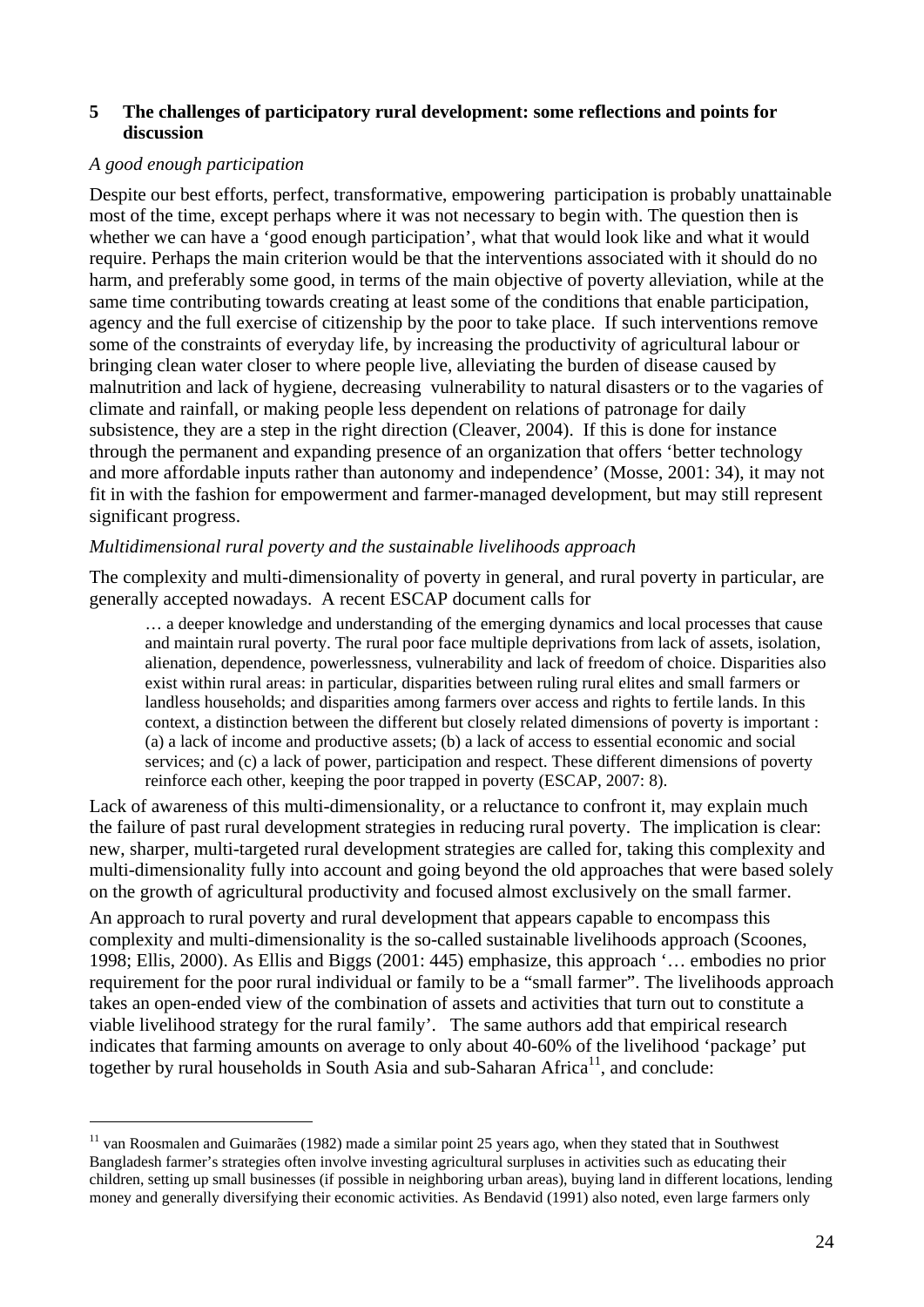## 5 The challenges of participatory rural development: some reflections and points for discussion

*A good enough participation*

Despite our best efforts, perfect, transformative, empowering participation is probably unattainable most of the time, except perhaps where it was not necessary to begin with. The question then is whether we can have a 'good enough participation', what that would look like and what it would require. Perhaps the main criterion would be that the interventions associated with it should do no harm, and preferably some good, in terms of the main objective of poverty alleviation, while at the same time contributing towards creating at least some of the conditions that enable participation, agency and the full exercise of citizenship by the poor to take place. If such interventions remove some of the constraints of everyday life, by increasing the productivity of agricultural labour or bringing clean water closer to where people live, alleviating the burden of disease caused by malnutrition and lack of hygiene, decreasing vulnerability to natural disasters or to the vagaries of climate and rainfall, or making people less dependent on relations of patronage for daily subsistence, they are a step in the right direction (Cleaver, 2004). If this is done for instance through the permanent and expanding presence of an organization that offers 'better technology and more affordable inputs rather than autonomy and independence' (Mosse, 2001: 34), it may not fit in with the fashion for empowerment and farmer-managed development, but may still represent significant progress.

*Multidimensional rural poverty and the sustainable livelihoods approach*

The complexity and multi-dimensionality of poverty in general, and rural poverty in particular, are generally accepted nowadays. A recent ESCAP document calls for

> … a deeper knowledge and understanding of the emerging dynamics and local processes that cause and maintain rural poverty. The rural poor face multiple deprivations from lack of assets, isolation, alienation, dependence, powerlessness, vulnerability and lack of freedom of choice. Disparities also exist within rural areas: in particular, disparities between ruling rural elites and small farmers or landless households; and disparities among farmers over access and rights to fertile lands. In this context, a distinction between the different but closely related dimensions of poverty is important : (a) a lack of income and productive assets; (b) a lack of access to essential economic and social services; and (c) a lack of power, participation and respect. These different dimensions of poverty reinforce each other, keeping the poor trapped in poverty (ESCAP, 2007: 8).

Lack of awareness of this multi-dimensionality, or a reluctance to confront it, may explain much the failure of past rural development strategies in reducing rural poverty. The implication is clear: new, sharper, multi-targeted rural development strategies are called for, taking this complexity and multi-dimensionality fully into account and going beyond the old approaches that were based solely on the growth of agricultural productivity and focused almost exclusively on the small farmer.

An approach to rural poverty and rural development that appears capable to encompass this complexity and multi-dimensionality is the so-called sustainable livelihoods approach (Scoones, 1998; Ellis, 2000). As Ellis and Biggs (2001: 445) emphasize, this approach '… embodies no prior requirement for the poor rural individual or family to be a "small farmer". The livelihoods approach takes an open-ended view of the combination of assets and activities that turn out to constitute a viable livelihood strategy for the rural family'. The same authors add that empirical research indicates that farming amounts on average to only about 40-60% of the livelihood 'package' put together by rural households in South Asia and sub-Saharan Africa[11], and conclude:

---

[11] van Roosmalen and Guimarães (1982) made a similar point 25 years ago, when they stated that in Southwest Bangladesh farmer's strategies often involve investing agricultural surpluses in activities such as educating their children, setting up small businesses (if possible in neighboring urban areas), buying land in different locations, lending money and generally diversifying their economic activities. As Bendavid (1991) also noted, even large farmers only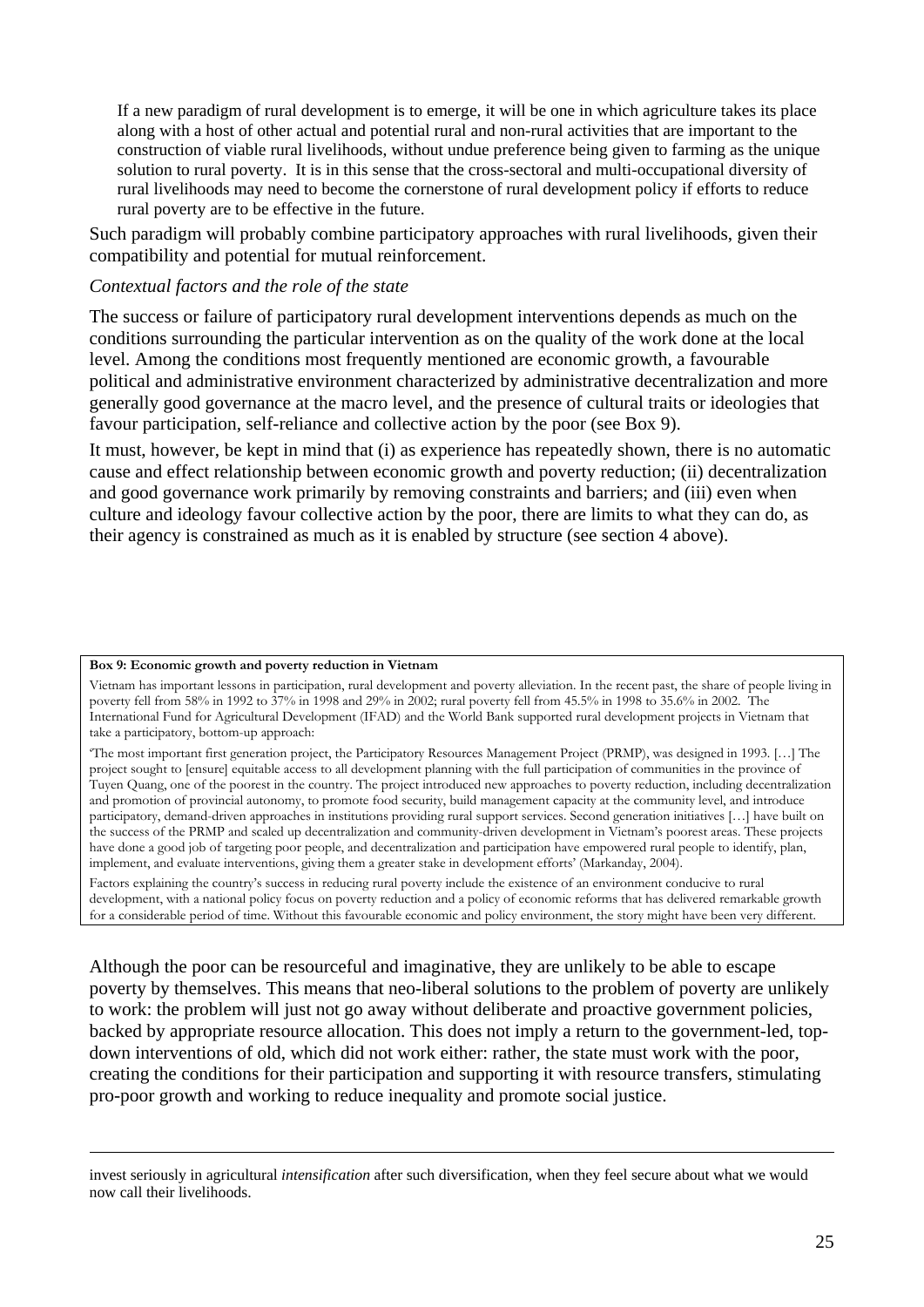> If a new paradigm of rural development is to emerge, it will be one in which agriculture takes its place along with a host of other actual and potential rural and non-rural activities that are important to the construction of viable rural livelihoods, without undue preference being given to farming as the unique solution to rural poverty. It is in this sense that the cross-sectoral and multi-occupational diversity of rural livelihoods may need to become the cornerstone of rural development policy if efforts to reduce rural poverty are to be effective in the future.

Such paradigm will probably combine participatory approaches with rural livelihoods, given their compatibility and potential for mutual reinforcement.

*Contextual factors and the role of the state*

The success or failure of participatory rural development interventions depends as much on the conditions surrounding the particular intervention as on the quality of the work done at the local level. Among the conditions most frequently mentioned are economic growth, a favourable political and administrative environment characterized by administrative decentralization and more generally good governance at the macro level, and the presence of cultural traits or ideologies that favour participation, self-reliance and collective action by the poor (see Box 9).

It must, however, be kept in mind that (i) as experience has repeatedly shown, there is no automatic cause and effect relationship between economic growth and poverty reduction; (ii) decentralization and good governance work primarily by removing constraints and barriers; and (iii) even when culture and ideology favour collective action by the poor, there are limits to what they can do, as their agency is constrained as much as it is enabled by structure (see section 4 above).

**Box 9: Economic growth and poverty reduction in Vietnam**

Vietnam has important lessons in participation, rural development and poverty alleviation. In the recent past, the share of people living in poverty fell from 58% in 1992 to 37% in 1998 and 29% in 2002; rural poverty fell from 45.5% in 1998 to 35.6% in 2002. The International Fund for Agricultural Development (IFAD) and the World Bank supported rural development projects in Vietnam that take a participatory, bottom-up approach:

'The most important first generation project, the Participatory Resources Management Project (PRMP), was designed in 1993. […] The project sought to [ensure] equitable access to all development planning with the full participation of communities in the province of Tuyen Quang, one of the poorest in the country. The project introduced new approaches to poverty reduction, including decentralization and promotion of provincial autonomy, to promote food security, build management capacity at the community level, and introduce participatory, demand-driven approaches in institutions providing rural support services. Second generation initiatives […] have built on the success of the PRMP and scaled up decentralization and community-driven development in Vietnam's poorest areas. These projects have done a good job of targeting poor people, and decentralization and participation have empowered rural people to identify, plan, implement, and evaluate interventions, giving them a greater stake in development efforts' (Markanday, 2004).

Factors explaining the country's success in reducing rural poverty include the existence of an environment conducive to rural development, with a national policy focus on poverty reduction and a policy of economic reforms that has delivered remarkable growth for a considerable period of time. Without this favourable economic and policy environment, the story might have been very different.

Although the poor can be resourceful and imaginative, they are unlikely to be able to escape poverty by themselves. This means that neo-liberal solutions to the problem of poverty are unlikely to work: the problem will just not go away without deliberate and proactive government policies, backed by appropriate resource allocation. This does not imply a return to the government-led, top-down interventions of old, which did not work either: rather, the state must work with the poor, creating the conditions for their participation and supporting it with resource transfers, stimulating pro-poor growth and working to reduce inequality and promote social justice.

---

invest seriously in agricultural *intensification* after such diversification, when they feel secure about what we would now call their livelihoods.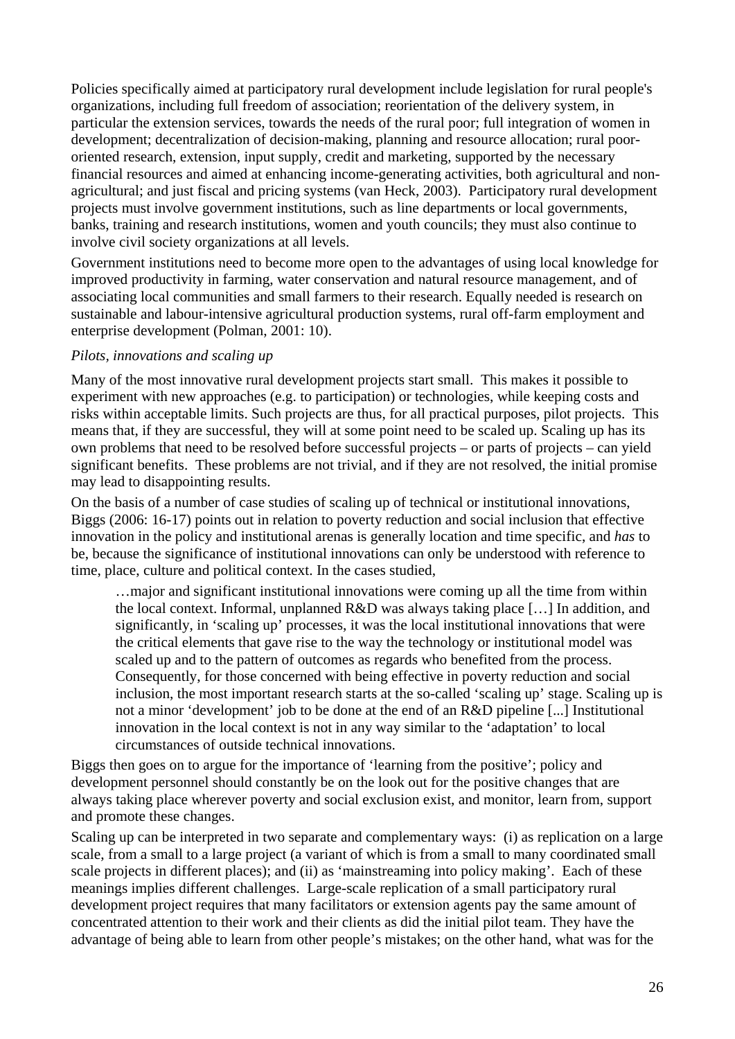Policies specifically aimed at participatory rural development include legislation for rural people's organizations, including full freedom of association; reorientation of the delivery system, in particular the extension services, towards the needs of the rural poor; full integration of women in development; decentralization of decision-making, planning and resource allocation; rural poor-oriented research, extension, input supply, credit and marketing, supported by the necessary financial resources and aimed at enhancing income-generating activities, both agricultural and non-agricultural; and just fiscal and pricing systems (van Heck, 2003). Participatory rural development projects must involve government institutions, such as line departments or local governments, banks, training and research institutions, women and youth councils; they must also continue to involve civil society organizations at all levels.

Government institutions need to become more open to the advantages of using local knowledge for improved productivity in farming, water conservation and natural resource management, and of associating local communities and small farmers to their research. Equally needed is research on sustainable and labour-intensive agricultural production systems, rural off-farm employment and enterprise development (Polman, 2001: 10).

*Pilots, innovations and scaling up*

Many of the most innovative rural development projects start small. This makes it possible to experiment with new approaches (e.g. to participation) or technologies, while keeping costs and risks within acceptable limits. Such projects are thus, for all practical purposes, pilot projects. This means that, if they are successful, they will at some point need to be scaled up. Scaling up has its own problems that need to be resolved before successful projects – or parts of projects – can yield significant benefits. These problems are not trivial, and if they are not resolved, the initial promise may lead to disappointing results.

On the basis of a number of case studies of scaling up of technical or institutional innovations, Biggs (2006: 16-17) points out in relation to poverty reduction and social inclusion that effective innovation in the policy and institutional arenas is generally location and time specific, and *has* to be, because the significance of institutional innovations can only be understood with reference to time, place, culture and political context. In the cases studied,

> …major and significant institutional innovations were coming up all the time from within the local context. Informal, unplanned R&D was always taking place […] In addition, and significantly, in 'scaling up' processes, it was the local institutional innovations that were the critical elements that gave rise to the way the technology or institutional model was scaled up and to the pattern of outcomes as regards who benefited from the process. Consequently, for those concerned with being effective in poverty reduction and social inclusion, the most important research starts at the so-called 'scaling up' stage. Scaling up is not a minor 'development' job to be done at the end of an R&D pipeline [...] Institutional innovation in the local context is not in any way similar to the 'adaptation' to local circumstances of outside technical innovations.

Biggs then goes on to argue for the importance of 'learning from the positive'; policy and development personnel should constantly be on the look out for the positive changes that are always taking place wherever poverty and social exclusion exist, and monitor, learn from, support and promote these changes.

Scaling up can be interpreted in two separate and complementary ways: (i) as replication on a large scale, from a small to a large project (a variant of which is from a small to many coordinated small scale projects in different places); and (ii) as 'mainstreaming into policy making'. Each of these meanings implies different challenges. Large-scale replication of a small participatory rural development project requires that many facilitators or extension agents pay the same amount of concentrated attention to their work and their clients as did the initial pilot team. They have the advantage of being able to learn from other people's mistakes; on the other hand, what was for the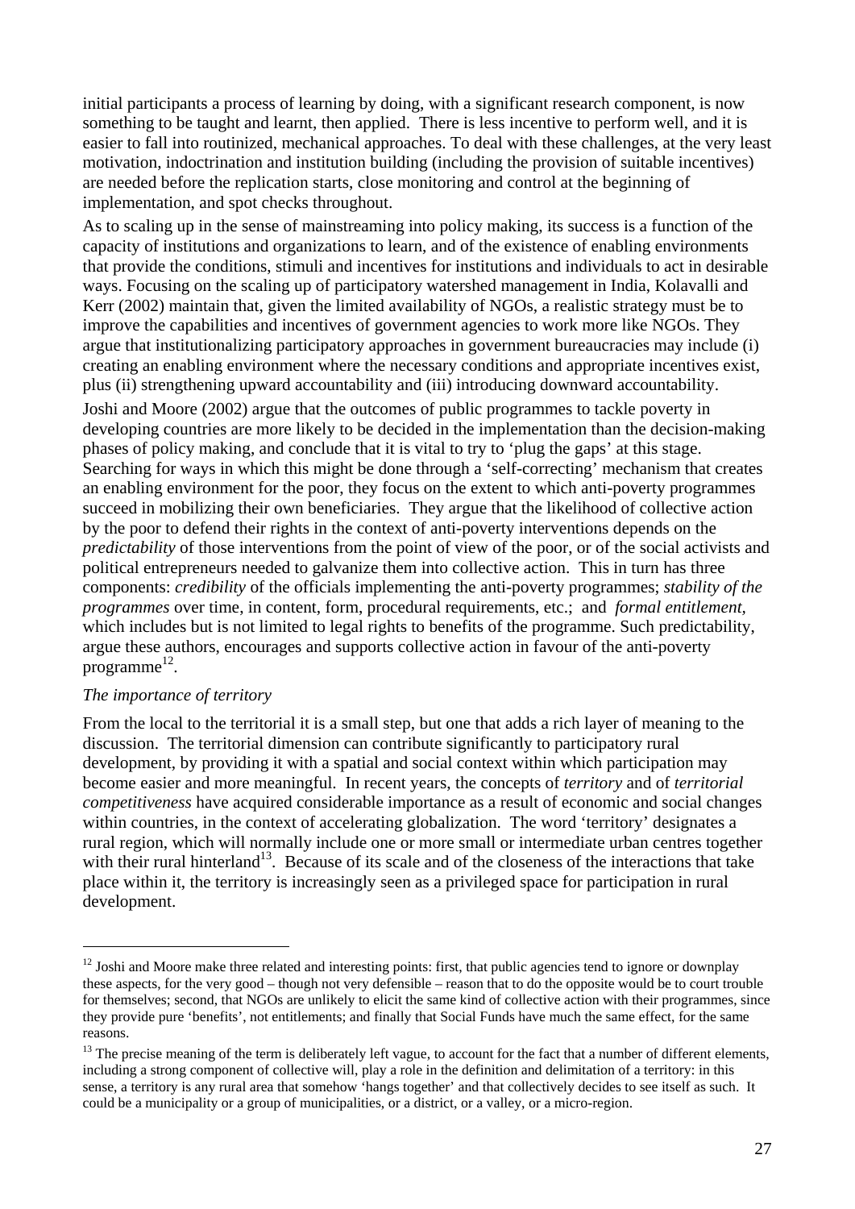initial participants a process of learning by doing, with a significant research component, is now something to be taught and learnt, then applied. There is less incentive to perform well, and it is easier to fall into routinized, mechanical approaches. To deal with these challenges, at the very least motivation, indoctrination and institution building (including the provision of suitable incentives) are needed before the replication starts, close monitoring and control at the beginning of implementation, and spot checks throughout.

As to scaling up in the sense of mainstreaming into policy making, its success is a function of the capacity of institutions and organizations to learn, and of the existence of enabling environments that provide the conditions, stimuli and incentives for institutions and individuals to act in desirable ways. Focusing on the scaling up of participatory watershed management in India, Kolavalli and Kerr (2002) maintain that, given the limited availability of NGOs, a realistic strategy must be to improve the capabilities and incentives of government agencies to work more like NGOs. They argue that institutionalizing participatory approaches in government bureaucracies may include (i) creating an enabling environment where the necessary conditions and appropriate incentives exist, plus (ii) strengthening upward accountability and (iii) introducing downward accountability.

Joshi and Moore (2002) argue that the outcomes of public programmes to tackle poverty in developing countries are more likely to be decided in the implementation than the decision-making phases of policy making, and conclude that it is vital to try to 'plug the gaps' at this stage. Searching for ways in which this might be done through a 'self-correcting' mechanism that creates an enabling environment for the poor, they focus on the extent to which anti-poverty programmes succeed in mobilizing their own beneficiaries. They argue that the likelihood of collective action by the poor to defend their rights in the context of anti-poverty interventions depends on the *predictability* of those interventions from the point of view of the poor, or of the social activists and political entrepreneurs needed to galvanize them into collective action. This in turn has three components: *credibility* of the officials implementing the anti-poverty programmes; *stability of the programmes* over time, in content, form, procedural requirements, etc.; and *formal entitlement*, which includes but is not limited to legal rights to benefits of the programme. Such predictability, argue these authors, encourages and supports collective action in favour of the anti-poverty programme[12].

*The importance of territory*

From the local to the territorial it is a small step, but one that adds a rich layer of meaning to the discussion. The territorial dimension can contribute significantly to participatory rural development, by providing it with a spatial and social context within which participation may become easier and more meaningful. In recent years, the concepts of *territory* and of *territorial competitiveness* have acquired considerable importance as a result of economic and social changes within countries, in the context of accelerating globalization. The word 'territory' designates a rural region, which will normally include one or more small or intermediate urban centres together with their rural hinterland[13]. Because of its scale and of the closeness of the interactions that take place within it, the territory is increasingly seen as a privileged space for participation in rural development.

---

[12] Joshi and Moore make three related and interesting points: first, that public agencies tend to ignore or downplay these aspects, for the very good – though not very defensible – reason that to do the opposite would be to court trouble for themselves; second, that NGOs are unlikely to elicit the same kind of collective action with their programmes, since they provide pure 'benefits', not entitlements; and finally that Social Funds have much the same effect, for the same reasons.

[13] The precise meaning of the term is deliberately left vague, to account for the fact that a number of different elements, including a strong component of collective will, play a role in the definition and delimitation of a territory: in this sense, a territory is any rural area that somehow 'hangs together' and that collectively decides to see itself as such. It could be a municipality or a group of municipalities, or a district, or a valley, or a micro-region.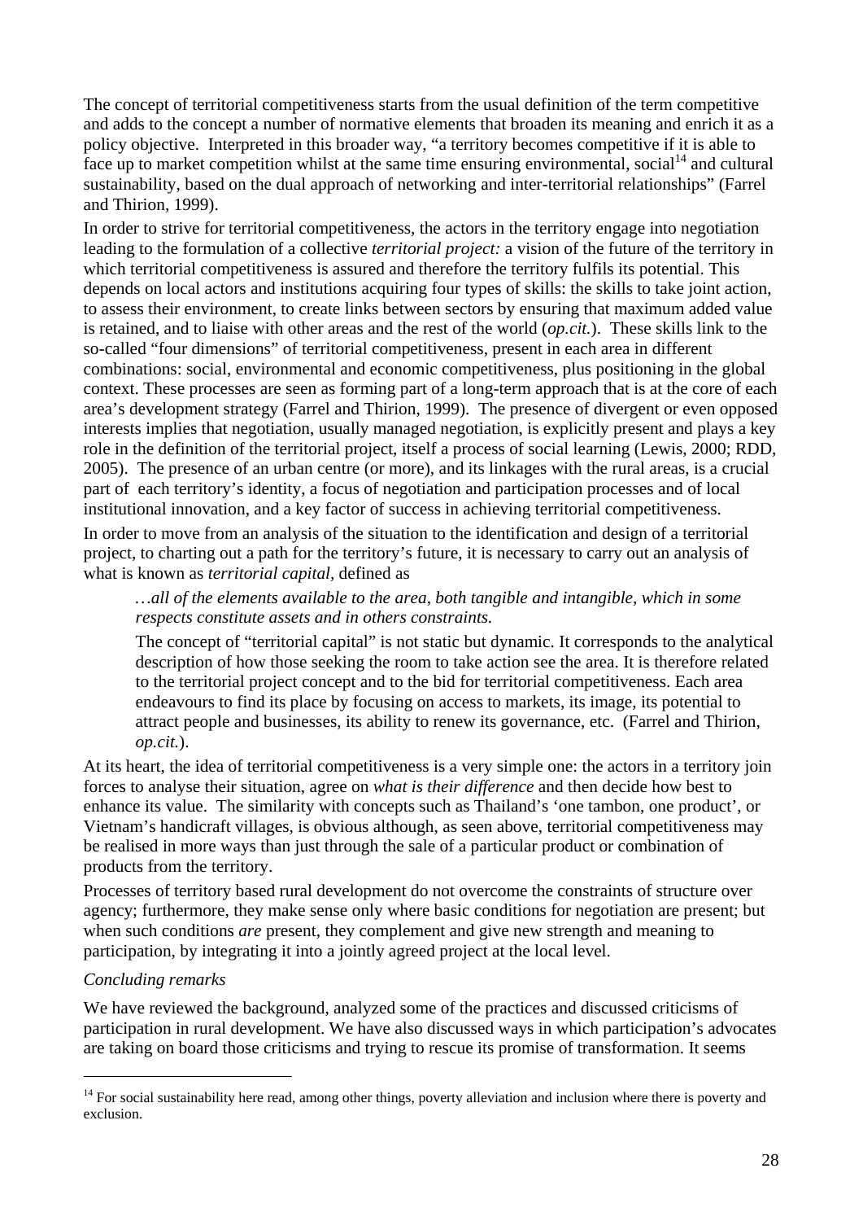The concept of territorial competitiveness starts from the usual definition of the term competitive and adds to the concept a number of normative elements that broaden its meaning and enrich it as a policy objective. Interpreted in this broader way, "a territory becomes competitive if it is able to face up to market competition whilst at the same time ensuring environmental, social[14] and cultural sustainability, based on the dual approach of networking and inter-territorial relationships" (Farrel and Thirion, 1999).

In order to strive for territorial competitiveness, the actors in the territory engage into negotiation leading to the formulation of a collective *territorial project:* a vision of the future of the territory in which territorial competitiveness is assured and therefore the territory fulfils its potential. This depends on local actors and institutions acquiring four types of skills: the skills to take joint action, to assess their environment, to create links between sectors by ensuring that maximum added value is retained, and to liaise with other areas and the rest of the world (*op.cit.*). These skills link to the so-called "four dimensions" of territorial competitiveness, present in each area in different combinations: social, environmental and economic competitiveness, plus positioning in the global context. These processes are seen as forming part of a long-term approach that is at the core of each area's development strategy (Farrel and Thirion, 1999). The presence of divergent or even opposed interests implies that negotiation, usually managed negotiation, is explicitly present and plays a key role in the definition of the territorial project, itself a process of social learning (Lewis, 2000; RDD, 2005). The presence of an urban centre (or more), and its linkages with the rural areas, is a crucial part of each territory's identity, a focus of negotiation and participation processes and of local institutional innovation, and a key factor of success in achieving territorial competitiveness.

In order to move from an analysis of the situation to the identification and design of a territorial project, to charting out a path for the territory's future, it is necessary to carry out an analysis of what is known as *territorial capital,* defined as

> *…all of the elements available to the area, both tangible and intangible, which in some respects constitute assets and in others constraints.*
>
> The concept of "territorial capital" is not static but dynamic. It corresponds to the analytical description of how those seeking the room to take action see the area. It is therefore related to the territorial project concept and to the bid for territorial competitiveness. Each area endeavours to find its place by focusing on access to markets, its image, its potential to attract people and businesses, its ability to renew its governance, etc. (Farrel and Thirion, *op.cit.*).

At its heart, the idea of territorial competitiveness is a very simple one: the actors in a territory join forces to analyse their situation, agree on *what is their difference* and then decide how best to enhance its value. The similarity with concepts such as Thailand's 'one tambon, one product', or Vietnam's handicraft villages, is obvious although, as seen above, territorial competitiveness may be realised in more ways than just through the sale of a particular product or combination of products from the territory.

Processes of territory based rural development do not overcome the constraints of structure over agency; furthermore, they make sense only where basic conditions for negotiation are present; but when such conditions *are* present, they complement and give new strength and meaning to participation, by integrating it into a jointly agreed project at the local level.

*Concluding remarks*

We have reviewed the background, analyzed some of the practices and discussed criticisms of participation in rural development. We have also discussed ways in which participation's advocates are taking on board those criticisms and trying to rescue its promise of transformation. It seems

---

[14] For social sustainability here read, among other things, poverty alleviation and inclusion where there is poverty and exclusion.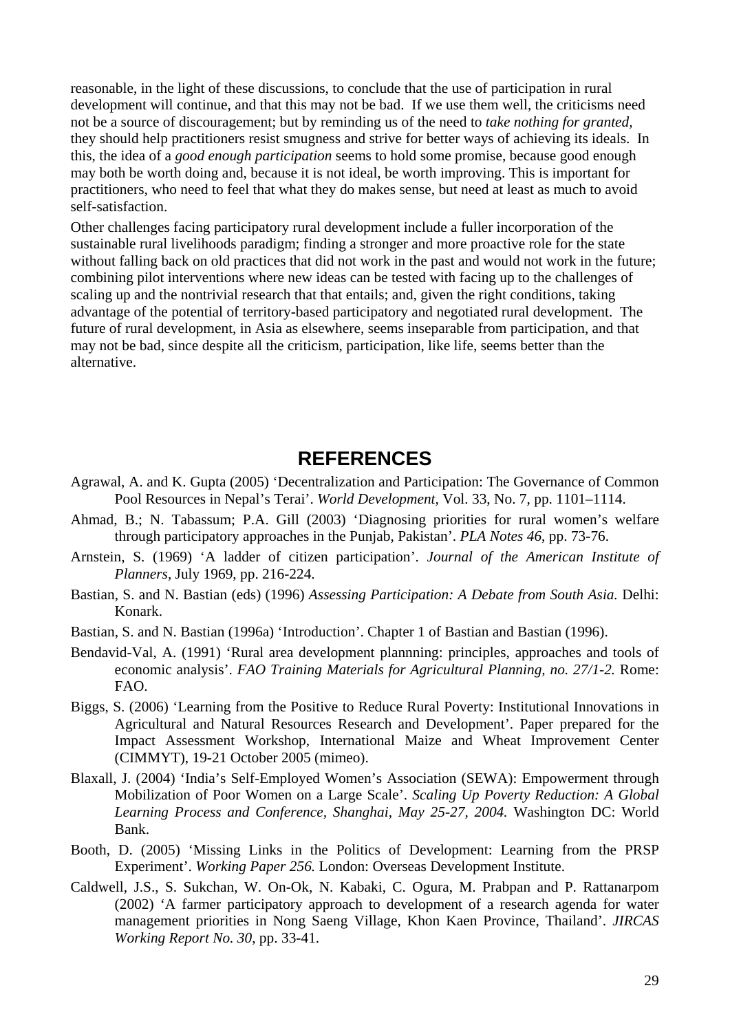reasonable, in the light of these discussions, to conclude that the use of participation in rural development will continue, and that this may not be bad. If we use them well, the criticisms need not be a source of discouragement; but by reminding us of the need to *take nothing for granted,* they should help practitioners resist smugness and strive for better ways of achieving its ideals. In this, the idea of a *good enough participation* seems to hold some promise, because good enough may both be worth doing and, because it is not ideal, be worth improving. This is important for practitioners, who need to feel that what they do makes sense, but need at least as much to avoid self-satisfaction.

Other challenges facing participatory rural development include a fuller incorporation of the sustainable rural livelihoods paradigm; finding a stronger and more proactive role for the state without falling back on old practices that did not work in the past and would not work in the future; combining pilot interventions where new ideas can be tested with facing up to the challenges of scaling up and the nontrivial research that that entails; and, given the right conditions, taking advantage of the potential of territory-based participatory and negotiated rural development. The future of rural development, in Asia as elsewhere, seems inseparable from participation, and that may not be bad, since despite all the criticism, participation, like life, seems better than the alternative.

## REFERENCES

Agrawal, A. and K. Gupta (2005) 'Decentralization and Participation: The Governance of Common Pool Resources in Nepal's Terai'. *World Development,* Vol. 33, No. 7, pp. 1101–1114.

Ahmad, B.; N. Tabassum; P.A. Gill (2003) 'Diagnosing priorities for rural women's welfare through participatory approaches in the Punjab, Pakistan'. *PLA Notes 46*, pp. 73-76.

Arnstein, S. (1969) 'A ladder of citizen participation'. *Journal of the American Institute of Planners*, July 1969, pp. 216-224.

Bastian, S. and N. Bastian (eds) (1996) *Assessing Participation: A Debate from South Asia.* Delhi: Konark.

Bastian, S. and N. Bastian (1996a) 'Introduction'. Chapter 1 of Bastian and Bastian (1996).

Bendavid-Val, A. (1991) 'Rural area development plannning: principles, approaches and tools of economic analysis'. *FAO Training Materials for Agricultural Planning, no. 27/1-2.* Rome: FAO.

Biggs, S. (2006) 'Learning from the Positive to Reduce Rural Poverty: Institutional Innovations in Agricultural and Natural Resources Research and Development'. Paper prepared for the Impact Assessment Workshop, International Maize and Wheat Improvement Center (CIMMYT), 19-21 October 2005 (mimeo).

Blaxall, J. (2004) 'India's Self-Employed Women's Association (SEWA): Empowerment through Mobilization of Poor Women on a Large Scale'. *Scaling Up Poverty Reduction: A Global Learning Process and Conference, Shanghai, May 25-27, 2004.* Washington DC: World Bank.

Booth, D. (2005) 'Missing Links in the Politics of Development: Learning from the PRSP Experiment'. *Working Paper 256.* London: Overseas Development Institute.

Caldwell, J.S., S. Sukchan, W. On-Ok, N. Kabaki, C. Ogura, M. Prabpan and P. Rattanarpom (2002) 'A farmer participatory approach to development of a research agenda for water management priorities in Nong Saeng Village, Khon Kaen Province, Thailand'. *JIRCAS Working Report No. 30*, pp. 33-41.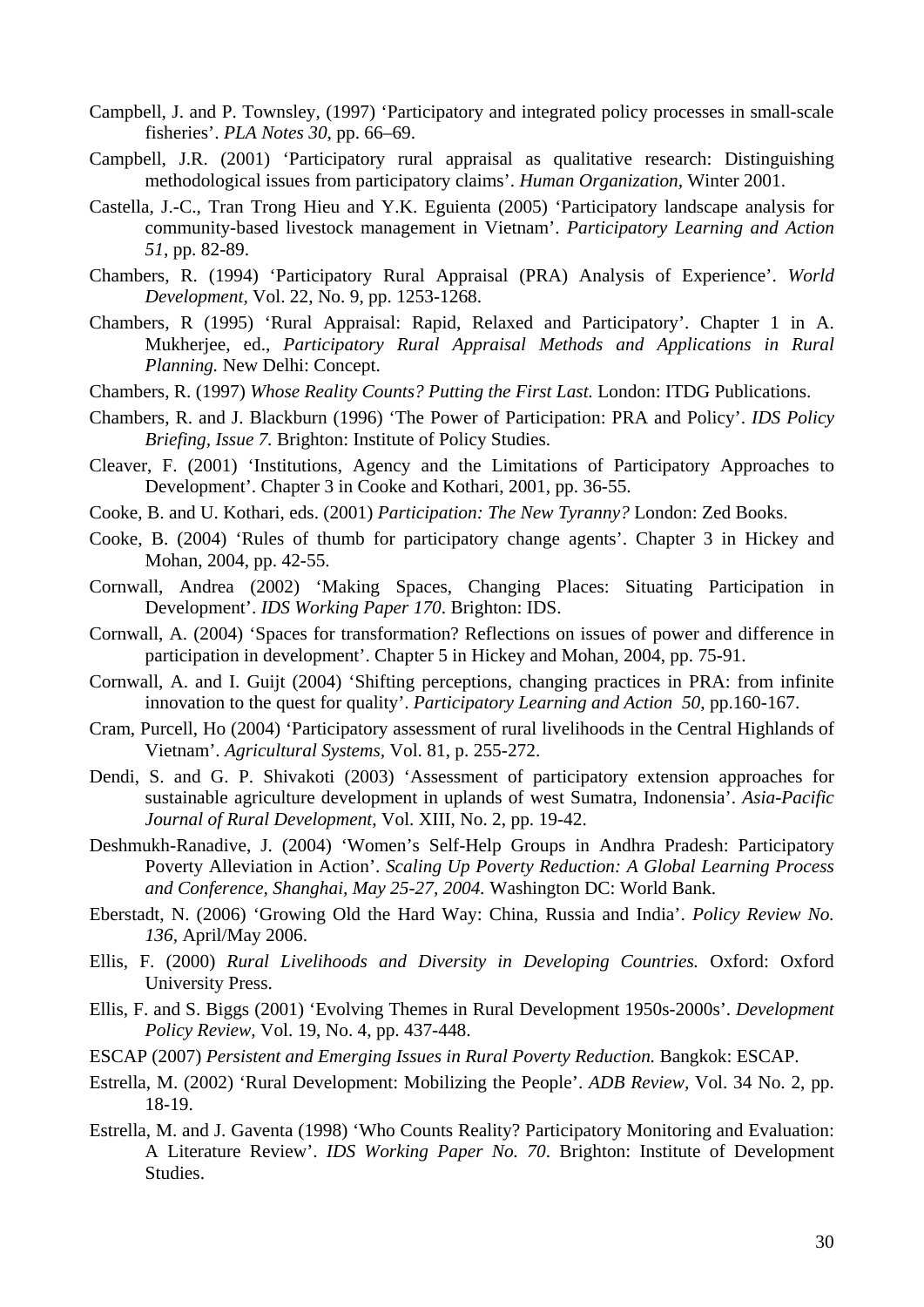Campbell, J. and P. Townsley, (1997) 'Participatory and integrated policy processes in small-scale fisheries'. *PLA Notes 30*, pp. 66–69.

Campbell, J.R. (2001) 'Participatory rural appraisal as qualitative research: Distinguishing methodological issues from participatory claims'. *Human Organization*, Winter 2001.

Castella, J.-C., Tran Trong Hieu and Y.K. Eguienta (2005) 'Participatory landscape analysis for community-based livestock management in Vietnam'. *Participatory Learning and Action 51*, pp. 82-89.

Chambers, R. (1994) 'Participatory Rural Appraisal (PRA) Analysis of Experience'. *World Development*, Vol. 22, No. 9, pp. 1253-1268.

Chambers, R (1995) 'Rural Appraisal: Rapid, Relaxed and Participatory'. Chapter 1 in A. Mukherjee, ed., *Participatory Rural Appraisal Methods and Applications in Rural Planning.* New Delhi: Concept.

Chambers, R. (1997) *Whose Reality Counts? Putting the First Last.* London: ITDG Publications.

Chambers, R. and J. Blackburn (1996) 'The Power of Participation: PRA and Policy'. *IDS Policy Briefing, Issue 7*. Brighton: Institute of Policy Studies.

Cleaver, F. (2001) 'Institutions, Agency and the Limitations of Participatory Approaches to Development'. Chapter 3 in Cooke and Kothari, 2001, pp. 36-55.

Cooke, B. and U. Kothari, eds. (2001) *Participation: The New Tyranny?* London: Zed Books.

Cooke, B. (2004) 'Rules of thumb for participatory change agents'. Chapter 3 in Hickey and Mohan, 2004, pp. 42-55.

Cornwall, Andrea (2002) 'Making Spaces, Changing Places: Situating Participation in Development'. *IDS Working Paper 170*. Brighton: IDS.

Cornwall, A. (2004) 'Spaces for transformation? Reflections on issues of power and difference in participation in development'. Chapter 5 in Hickey and Mohan, 2004, pp. 75-91.

Cornwall, A. and I. Guijt (2004) 'Shifting perceptions, changing practices in PRA: from infinite innovation to the quest for quality'. *Participatory Learning and Action 50*, pp.160-167.

Cram, Purcell, Ho (2004) 'Participatory assessment of rural livelihoods in the Central Highlands of Vietnam'. *Agricultural Systems*, Vol. 81, p. 255-272.

Dendi, S. and G. P. Shivakoti (2003) 'Assessment of participatory extension approaches for sustainable agriculture development in uplands of west Sumatra, Indonensia'. *Asia-Pacific Journal of Rural Development*, Vol. XIII, No. 2, pp. 19-42.

Deshmukh-Ranadive, J. (2004) 'Women's Self-Help Groups in Andhra Pradesh: Participatory Poverty Alleviation in Action'. *Scaling Up Poverty Reduction: A Global Learning Process and Conference, Shanghai, May 25-27, 2004.* Washington DC: World Bank.

Eberstadt, N. (2006) 'Growing Old the Hard Way: China, Russia and India'. *Policy Review No. 136*, April/May 2006.

Ellis, F. (2000) *Rural Livelihoods and Diversity in Developing Countries.* Oxford: Oxford University Press.

Ellis, F. and S. Biggs (2001) 'Evolving Themes in Rural Development 1950s-2000s'. *Development Policy Review*, Vol. 19, No. 4, pp. 437-448.

ESCAP (2007) *Persistent and Emerging Issues in Rural Poverty Reduction.* Bangkok: ESCAP.

Estrella, M. (2002) 'Rural Development: Mobilizing the People'. *ADB Review*, Vol. 34 No. 2, pp. 18-19.

Estrella, M. and J. Gaventa (1998) 'Who Counts Reality? Participatory Monitoring and Evaluation: A Literature Review'. *IDS Working Paper No. 70*. Brighton: Institute of Development Studies.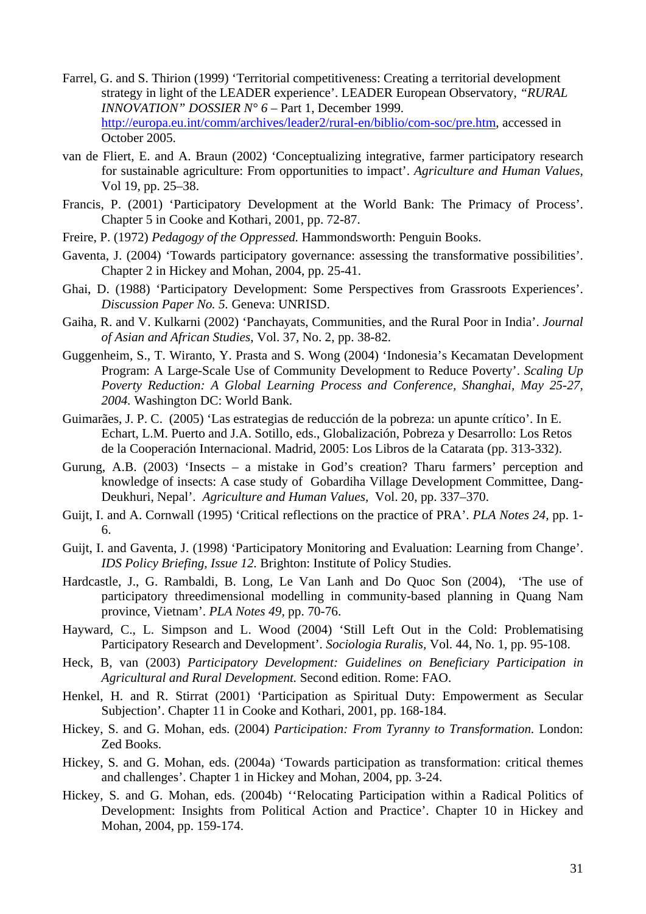Farrel, G. and S. Thirion (1999) 'Territorial competitiveness: Creating a territorial development strategy in light of the LEADER experience'. LEADER European Observatory, *"RURAL INNOVATION" DOSSIER N° 6* – Part 1, December 1999. http://europa.eu.int/comm/archives/leader2/rural-en/biblio/com-soc/pre.htm, accessed in October 2005.

van de Fliert, E. and A. Braun (2002) 'Conceptualizing integrative, farmer participatory research for sustainable agriculture: From opportunities to impact'. *Agriculture and Human Values,* Vol 19, pp. 25–38.

Francis, P. (2001) 'Participatory Development at the World Bank: The Primacy of Process'. Chapter 5 in Cooke and Kothari, 2001, pp. 72-87.

Freire, P. (1972) *Pedagogy of the Oppressed.* Hammondsworth: Penguin Books.

Gaventa, J. (2004) 'Towards participatory governance: assessing the transformative possibilities'. Chapter 2 in Hickey and Mohan, 2004, pp. 25-41.

Ghai, D. (1988) 'Participatory Development: Some Perspectives from Grassroots Experiences'. *Discussion Paper No. 5.* Geneva: UNRISD.

Gaiha, R. and V. Kulkarni (2002) 'Panchayats, Communities, and the Rural Poor in India'. *Journal of Asian and African Studies*, Vol. 37, No. 2, pp. 38-82.

Guggenheim, S., T. Wiranto, Y. Prasta and S. Wong (2004) 'Indonesia's Kecamatan Development Program: A Large-Scale Use of Community Development to Reduce Poverty'. *Scaling Up Poverty Reduction: A Global Learning Process and Conference, Shanghai, May 25-27, 2004.* Washington DC: World Bank.

Guimarães, J. P. C. (2005) 'Las estrategias de reducción de la pobreza: un apunte crítico'. In E. Echart, L.M. Puerto and J.A. Sotillo, eds., Globalización, Pobreza y Desarrollo: Los Retos de la Cooperación Internacional. Madrid, 2005: Los Libros de la Catarata (pp. 313-332).

Gurung, A.B. (2003) 'Insects – a mistake in God's creation? Tharu farmers' perception and knowledge of insects: A case study of Gobardiha Village Development Committee, Dang-Deukhuri, Nepal'. *Agriculture and Human Values,* Vol. 20, pp. 337–370.

Guijt, I. and A. Cornwall (1995) 'Critical reflections on the practice of PRA'. *PLA Notes 24*, pp. 1-6.

Guijt, I. and Gaventa, J. (1998) 'Participatory Monitoring and Evaluation: Learning from Change'. *IDS Policy Briefing, Issue 12.* Brighton: Institute of Policy Studies.

Hardcastle, J., G. Rambaldi, B. Long, Le Van Lanh and Do Quoc Son (2004), 'The use of participatory threedimensional modelling in community-based planning in Quang Nam province, Vietnam'. *PLA Notes 49,* pp. 70-76.

Hayward, C., L. Simpson and L. Wood (2004) 'Still Left Out in the Cold: Problematising Participatory Research and Development'. *Sociologia Ruralis*, Vol. 44, No. 1, pp. 95-108.

Heck, B, van (2003) *Participatory Development: Guidelines on Beneficiary Participation in Agricultural and Rural Development.* Second edition. Rome: FAO.

Henkel, H. and R. Stirrat (2001) 'Participation as Spiritual Duty: Empowerment as Secular Subjection'. Chapter 11 in Cooke and Kothari, 2001, pp. 168-184.

Hickey, S. and G. Mohan, eds. (2004) *Participation: From Tyranny to Transformation.* London: Zed Books.

Hickey, S. and G. Mohan, eds. (2004a) 'Towards participation as transformation: critical themes and challenges'. Chapter 1 in Hickey and Mohan, 2004, pp. 3-24.

Hickey, S. and G. Mohan, eds. (2004b) ''Relocating Participation within a Radical Politics of Development: Insights from Political Action and Practice'. Chapter 10 in Hickey and Mohan, 2004, pp. 159-174.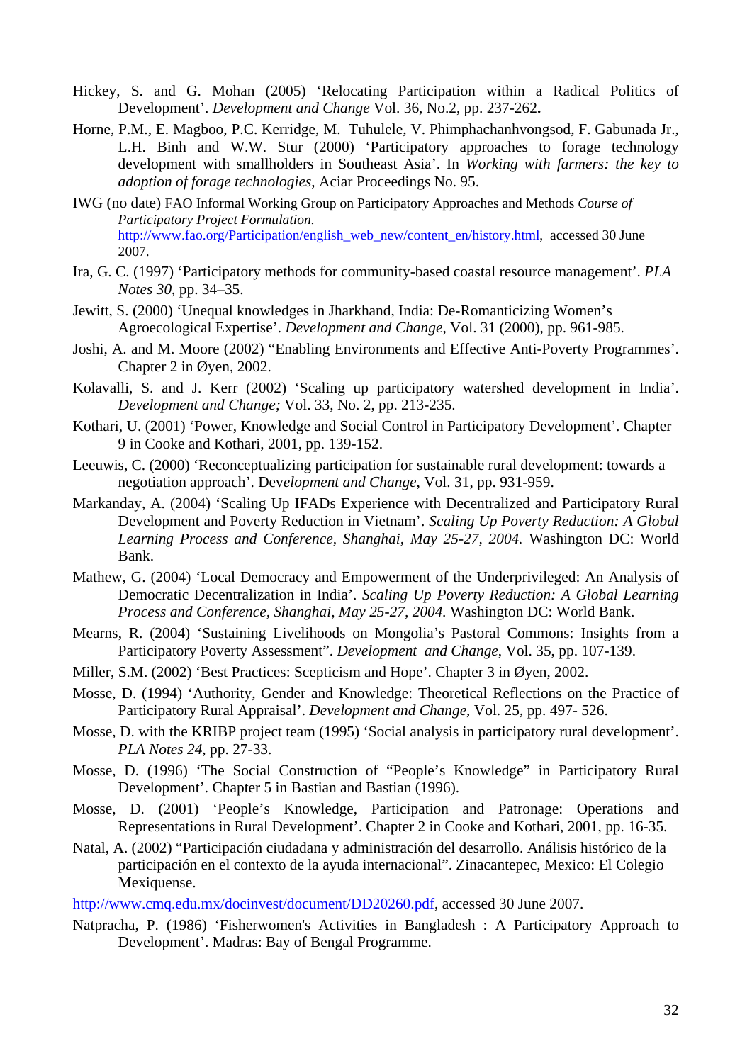Hickey, S. and G. Mohan (2005) 'Relocating Participation within a Radical Politics of Development'. *Development and Change* Vol. 36, No.2, pp. 237-262**.**

Horne, P.M., E. Magboo, P.C. Kerridge, M. Tuhulele, V. Phimphachanhvongsod, F. Gabunada Jr., L.H. Binh and W.W. Stur (2000) 'Participatory approaches to forage technology development with smallholders in Southeast Asia'. In *Working with farmers: the key to adoption of forage technologies*, Aciar Proceedings No. 95.

IWG (no date) FAO Informal Working Group on Participatory Approaches and Methods *Course of Participatory Project Formulation.* http://www.fao.org/Participation/english_web_new/content_en/history.html, accessed 30 June 2007.

Ira, G. C. (1997) 'Participatory methods for community-based coastal resource management'. *PLA Notes 30*, pp. 34–35.

Jewitt, S. (2000) 'Unequal knowledges in Jharkhand, India: De-Romanticizing Women's Agroecological Expertise'. *Development and Change*, Vol. 31 (2000), pp. 961-985.

Joshi, A. and M. Moore (2002) "Enabling Environments and Effective Anti-Poverty Programmes'. Chapter 2 in Øyen, 2002.

Kolavalli, S. and J. Kerr (2002) 'Scaling up participatory watershed development in India'. *Development and Change;* Vol. 33, No. 2, pp. 213-235.

Kothari, U. (2001) 'Power, Knowledge and Social Control in Participatory Development'. Chapter 9 in Cooke and Kothari, 2001, pp. 139-152.

Leeuwis, C. (2000) 'Reconceptualizing participation for sustainable rural development: towards a negotiation approach'. Dev*elopment and Change*, Vol. 31, pp. 931-959.

Markanday, A. (2004) 'Scaling Up IFADs Experience with Decentralized and Participatory Rural Development and Poverty Reduction in Vietnam'. *Scaling Up Poverty Reduction: A Global Learning Process and Conference, Shanghai, May 25-27, 2004.* Washington DC: World Bank.

Mathew, G. (2004) 'Local Democracy and Empowerment of the Underprivileged: An Analysis of Democratic Decentralization in India'. *Scaling Up Poverty Reduction: A Global Learning Process and Conference, Shanghai, May 25-27, 2004.* Washington DC: World Bank.

Mearns, R. (2004) 'Sustaining Livelihoods on Mongolia's Pastoral Commons: Insights from a Participatory Poverty Assessment". *Development and Change*, Vol. 35, pp. 107-139.

Miller, S.M. (2002) 'Best Practices: Scepticism and Hope'. Chapter 3 in Øyen, 2002.

Mosse, D. (1994) 'Authority, Gender and Knowledge: Theoretical Reflections on the Practice of Participatory Rural Appraisal'. *Development and Change*, Vol. 25, pp. 497- 526.

Mosse, D. with the KRIBP project team (1995) 'Social analysis in participatory rural development'. *PLA Notes 24*, pp. 27-33.

Mosse, D. (1996) 'The Social Construction of "People's Knowledge" in Participatory Rural Development'. Chapter 5 in Bastian and Bastian (1996).

Mosse, D. (2001) 'People's Knowledge, Participation and Patronage: Operations and Representations in Rural Development'. Chapter 2 in Cooke and Kothari, 2001, pp. 16-35.

Natal, A. (2002) "Participación ciudadana y administración del desarrollo. Análisis histórico de la participación en el contexto de la ayuda internacional". Zinacantepec, Mexico: El Colegio Mexiquense.

http://www.cmq.edu.mx/docinvest/document/DD20260.pdf, accessed 30 June 2007.

Natpracha, P. (1986) 'Fisherwomen's Activities in Bangladesh : A Participatory Approach to Development'. Madras: Bay of Bengal Programme.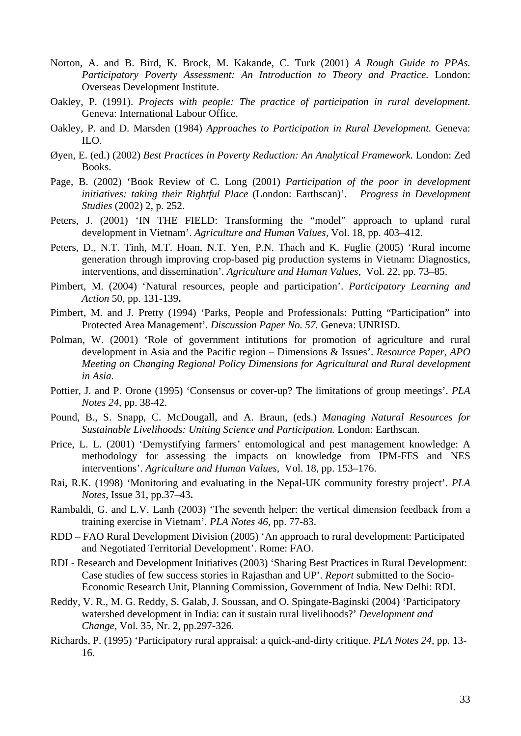Norton, A. and B. Bird, K. Brock, M. Kakande, C. Turk (2001) *A Rough Guide to PPAs. Participatory Poverty Assessment: An Introduction to Theory and Practice.* London: Overseas Development Institute.

Oakley, P. (1991). *Projects with people: The practice of participation in rural development.* Geneva: International Labour Office.

Oakley, P. and D. Marsden (1984) *Approaches to Participation in Rural Development.* Geneva: ILO.

Øyen, E. (ed.) (2002) *Best Practices in Poverty Reduction: An Analytical Framework.* London: Zed Books.

Page, B. (2002) 'Book Review of C. Long (2001) *Participation of the poor in development initiatives: taking their Rightful Place* (London: Earthscan)'. *Progress in Development Studies* (2002) 2, p. 252.

Peters, J. (2001) 'IN THE FIELD: Transforming the "model" approach to upland rural development in Vietnam'. *Agriculture and Human Values,* Vol. 18, pp. 403–412.

Peters, D., N.T. Tinh, M.T. Hoan, N.T. Yen, P.N. Thach and K. Fuglie (2005) 'Rural income generation through improving crop-based pig production systems in Vietnam: Diagnostics, interventions, and dissemination'. *Agriculture and Human Values*, Vol. 22, pp. 73–85.

Pimbert, M. (2004) 'Natural resources, people and participation'. *Participatory Learning and Action* 50, pp. 131-139**.**

Pimbert, M. and J. Pretty (1994) 'Parks, People and Professionals: Putting "Participation" into Protected Area Management'. *Discussion Paper No. 57.* Geneva: UNRISD.

Polman, W. (2001) 'Role of government intitutions for promotion of agriculture and rural development in Asia and the Pacific region – Dimensions & Issues'. *Resource Paper, APO Meeting on Changing Regional Policy Dimensions for Agricultural and Rural development in Asia.*

Pottier, J. and P. Orone (1995) 'Consensus or cover-up? The limitations of group meetings'. *PLA Notes 24*, pp. 38-42.

Pound, B., S. Snapp, C. McDougall, and A. Braun, (eds.) *Managing Natural Resources for Sustainable Livelihoods: Uniting Science and Participation.* London: Earthscan.

Price, L. L. (2001) 'Demystifying farmers' entomological and pest management knowledge: A methodology for assessing the impacts on knowledge from IPM-FFS and NES interventions'. *Agriculture and Human Values*, Vol. 18, pp. 153–176.

Rai, R.K. (1998) 'Monitoring and evaluating in the Nepal-UK community forestry project'. *PLA Notes*, Issue 31, pp.37–43**.**

Rambaldi, G. and L.V. Lanh (2003) 'The seventh helper: the vertical dimension feedback from a training exercise in Vietnam'. *PLA Notes 46,* pp. 77-83.

RDD – FAO Rural Development Division (2005) 'An approach to rural development: Participated and Negotiated Territorial Development'. Rome: FAO.

RDI - Research and Development Initiatives (2003) 'Sharing Best Practices in Rural Development: Case studies of few success stories in Rajasthan and UP'. *Report* submitted to the Socio-Economic Research Unit, Planning Commission, Government of India. New Delhi: RDI.

Reddy, V. R., M. G. Reddy, S. Galab, J. Soussan, and O. Spingate-Baginski (2004) 'Participatory watershed development in India: can it sustain rural livelihoods?' *Development and Change*, Vol. 35, Nr. 2, pp.297-326.

Richards, P. (1995) 'Participatory rural appraisal: a quick-and-dirty critique. *PLA Notes 24*, pp. 13-16.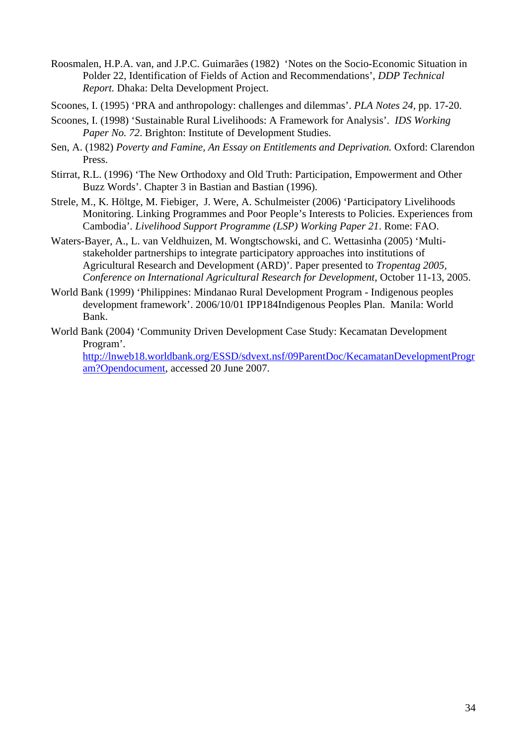Roosmalen, H.P.A. van, and J.P.C. Guimarães (1982) 'Notes on the Socio-Economic Situation in Polder 22, Identification of Fields of Action and Recommendations', *DDP Technical Report.* Dhaka: Delta Development Project.

Scoones, I. (1995) 'PRA and anthropology: challenges and dilemmas'. *PLA Notes 24*, pp. 17-20.

Scoones, I. (1998) 'Sustainable Rural Livelihoods: A Framework for Analysis'. *IDS Working Paper No. 72*. Brighton: Institute of Development Studies.

Sen, A. (1982) *Poverty and Famine, An Essay on Entitlements and Deprivation.* Oxford: Clarendon Press.

Stirrat, R.L. (1996) 'The New Orthodoxy and Old Truth: Participation, Empowerment and Other Buzz Words'. Chapter 3 in Bastian and Bastian (1996).

Strele, M., K. Höltge, M. Fiebiger, J. Were, A. Schulmeister (2006) 'Participatory Livelihoods Monitoring. Linking Programmes and Poor People's Interests to Policies. Experiences from Cambodia'. *Livelihood Support Programme (LSP) Working Paper 21*. Rome: FAO.

Waters-Bayer, A., L. van Veldhuizen, M. Wongtschowski, and C. Wettasinha (2005) 'Multi-stakeholder partnerships to integrate participatory approaches into institutions of Agricultural Research and Development (ARD)'. Paper presented to *Tropentag 2005, Conference on International Agricultural Research for Development*, October 11-13, 2005.

World Bank (1999) 'Philippines: Mindanao Rural Development Program - Indigenous peoples development framework'. 2006/10/01 IPP184Indigenous Peoples Plan. Manila: World Bank.

World Bank (2004) 'Community Driven Development Case Study: Kecamatan Development Program'. http://lnweb18.worldbank.org/ESSD/sdvext.nsf/09ParentDoc/KecamatanDevelopmentProgram?Opendocument, accessed 20 June 2007.